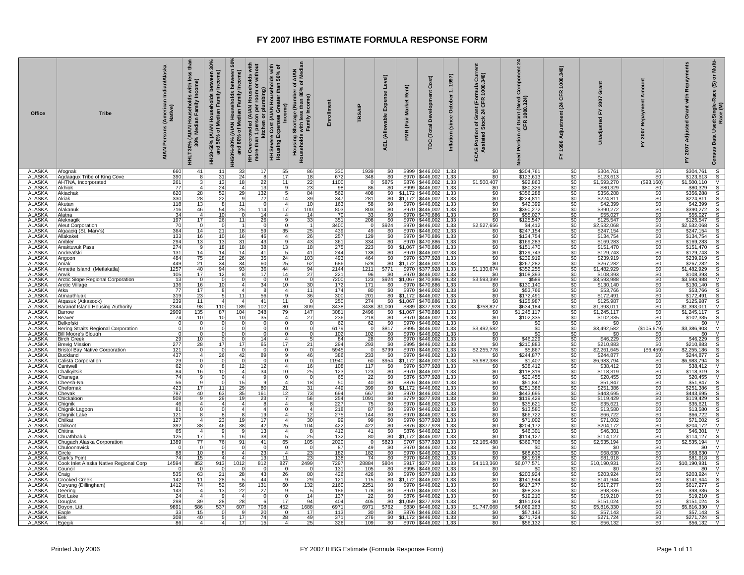# FY 2007 IHBG ESTIMATE FORMULA RESPONSE FORM

| Office | Tribe | AIAN Persons (American Indian/Alaska Native) | HHLT30% (AIAN Households with less than 30% Median Family Income) | HH30-50% (AIAN Households between 30% and 50% of Median Family Income) | HH50%-80% (AIAN Households between 50% and 80% of Median Family Income) | HH Overcrowded (AIAN Households with more than 1 person per room or without kitchen or plumbing) | HH Severe Cost (AIAN Households with Housing Expenses Greater than 50% of Income) | Housing Shortage (Number of AIAN Households with less than 80% of Median Family Income) | Enrollment | TRSAIP | AEL (Allowable Expense Level) | FMR (Fair Market Rent) | TDC (Total Development Cost) | Inflation (since October 1, 1997) | FCAS Portion of Grant (Formula Current Assisted Stock 24 CFR 1000.340) | Need Portion of Grant (Need Component 24 CFR 1000.324) | FY 1996 Adjustment (24 CFR 1000.340) | Unadjusted FY 2007 Grant | FY 2007 Repayment Amount | FY 2007 Adjusted Grant with Repayments | Census Data Used: Single-Race (S) or Multi-Race (M) |
|---|---|---|---|---|---|---|---|---|---|---|---|---|---|---|---|---|---|---|---|---|---|
| ALASKA | Afognak | 660 | 41 | 11 | 33 | 17 | 55 | 86 | 330 | 1939 | $0 | $999 | $446,002 | 1.33 | $0 | $304,761 | $0 | $304,761 | $0 | $304,761 | S |
| ALASKA | Agdaagux Tribe of King Cove | 390 | 8 | 31 | 24 | 8 | 17 | 18 | 672 | 348 | $0 | $970 | $446,002 | 1.33 | $0 | $123,613 | $0 | $123,613 | $0 | $123,613 | S |
| ALASKA | AHTNA, Incorporated | 261 | 3 | 13 | 18 | 22 | 11 | 22 | 1100 | 0 | $875 | $876 | $446,002 | 1.33 | $1,500,407 | $92,863 | $0 | $1,593,270 | ($93,160) | $1,500,110 | M |
| ALASKA | Akhiok | 77 | 4 | 24 | 4 | 13 | 9 | 23 | 98 | 86 | $0 | $999 | $446,002 | 1.33 | $0 | $80,329 | $0 | $80,329 | $0 | $80,329 | S |
| ALASKA | Akiachak | 620 | 28 | 52 | 29 | 132 | 5 | 84 | 562 | 408 | $0 | $1,172 | $446,002 | 1.33 | $0 | $356,288 | $0 | $356,288 | $0 | $356,288 | S |
| ALASKA | Akiak | 330 | 28 | 22 | 9 | 72 | 14 | 39 | 347 | 281 | $0 | $1,172 | $446,002 | 1.33 | $0 | $224,811 | $0 | $224,811 | $0 | $224,811 | S |
| ALASKA | Akutan | 118 | 13 | 8 | 11 | 0 | 4 | 10 | 163 | 58 | $0 | $970 | $446,002 | 1.33 | $0 | $42,399 | $0 | $42,399 | $0 | $42,399 | S |
| ALASKA | Alakanuk | 716 | 46 | 54 | 25 | 114 | 17 | 100 | 803 | 803 | $0 | $970 | $446,002 | 1.33 | $0 | $390,272 | $0 | $390,272 | $0 | $390,272 | S |
| ALASKA | Alatna | 34 | 4 | 10 | 0 | 14 | 4 | 14 | 70 | 33 | $0 | $970 | $470,886 | 1.33 | $0 | $55,027 | $0 | $55,027 | $0 | $55,027 | S |
| ALASKA | Aleknagik | 197 | 17 | 26 | 11 | 26 | 9 | 33 | 351 | 208 | $0 | $970 | $446,002 | 1.33 | $0 | $125,547 | $0 | $125,547 | $0 | $125,547 | S |
| ALASKA | Aleut Corporation | 70 | 0 | 0 | 1 | 0 | 0 | 1 | 3400 | 0 | $924 | $970 | $446,002 | 1.33 | $2,527,656 | $4,412 | $0 | $2,532,068 | $0 | $2,532,068 | S |
| ALASKA | Algaaciq (St. Mary's) | 364 | 14 | 21 | 18 | 59 | 35 | 25 | 439 | 49 | $0 | $970 | $446,002 | 1.33 | $0 | $247,154 | $0 | $247,154 | $0 | $247,154 | S |
| ALASKA | Allakaket | 133 | 16 | 10 | 16 | 46 | 4 | 26 | 257 | 129 | $0 | $970 | $470,886 | 1.33 | $0 | $134,754 | $0 | $134,754 | $0 | $134,754 | S |
| ALASKA | Ambler | 294 | 13 | 13 | 31 | 43 | 9 | 43 | 361 | 334 | $0 | $970 | $470,886 | 1.33 | $0 | $169,283 | $0 | $169,283 | $0 | $169,283 | S |
| ALASKA | Anaktuvuk Pass | 274 | 9 | 18 | 18 | 38 | 13 | 18 | 275 | 223 | $0 | $1,067 | $470,886 | 1.33 | $0 | $151,470 | $0 | $151,470 | $0 | $151,470 | S |
| ALASKA | Andreafski | 131 | 14 | 14 | 14 | 41 | 5 | 41 | 244 | 138 | $0 | $970 | $446,002 | 1.33 | $0 | $129,743 | $0 | $129,743 | $0 | $129,743 | S |
| ALASKA | Angoon | 484 | 75 | 28 | 26 | 35 | 24 | 103 | 493 | 464 | $0 | $970 | $377,928 | 1.33 | $0 | $239,919 | $0 | $239,919 | $0 | $239,919 | S |
| ALASKA | Aniak | 449 | 21 | 34 | 34 | 60 | 25 | 62 | 686 | 528 | $0 | $1,172 | $446,002 | 1.33 | $0 | $267,282 | $0 | $267,282 | $0 | $267,282 | S |
| ALASKA | Annette Island (Metlakatla) | 1257 | 40 | 94 | 93 | 36 | 44 | 94 | 2144 | 1211 | $771 | $970 | $377,928 | 1.33 | $1,130,674 | $352,255 | $0 | $1,482,929 | $0 | $1,482,929 | S |
| ALASKA | Anvik | 105 | 17 | 12 | 8 | 17 | 14 | 27 | 221 | 96 | $0 | $970 | $446,002 | 1.33 | $0 | $108,393 | $0 | $108,393 | $0 | $108,393 | S |
| ALASKA | Arctic Slope Regional Corporation | 13 | 0 | 0 | 0 | 0 | 0 | 0 | 7200 | 123 | $924 | $1,067 | $470,886 | 1.33 | $3,593,399 | $589 | $0 | $3,593,988 | $0 | $3,593,988 | M |
| ALASKA | Arctic Village | 136 | 16 | 10 | 4 | 34 | 10 | 30 | 172 | 171 | $0 | $970 | $470,886 | 1.33 | $0 | $130,140 | $0 | $130,140 | $0 | $130,140 | S |
| ALASKA | Atka | 77 | 17 | 8 | 4 | 8 | 4 | 11 | 174 | 80 | $0 | $970 | $446,002 | 1.33 | $0 | $53,766 | $0 | $53,766 | $0 | $53,766 | S |
| ALASKA | Atmauthluak | 319 | 23 | 5 | 11 | 56 | 9 | 36 | 300 | 201 | $0 | $1,172 | $446,002 | 1.33 | $0 | $172,491 | $0 | $172,491 | $0 | $172,491 | S |
| ALASKA | Atqasuk (Atkasook) | 239 | 11 | 4 | 4 | 41 | 11 | 0 | 250 | 274 | $0 | $1,067 | $470,886 | 1.33 | $0 | $125,987 | $0 | $125,987 | $0 | $125,987 | S |
| ALASKA | Baranof Island Housing Authority | 2344 | 98 | 110 | 189 | 102 | 80 | 309 | 3438 | 3438 | $1,000 | $889 | $377,928 | 1.33 | $758,827 | $634,184 | $0 | $1,393,011 | $0 | $1,393,011 | M |
| ALASKA | Barrow | 2909 | 135 | 87 | 104 | 348 | 79 | 147 | 3081 | 2496 | $0 | $1,067 | $470,886 | 1.33 | $0 | $1,245,117 | $0 | $1,245,117 | $0 | $1,245,117 | S |
| ALASKA | Beaver | 74 | 10 | 10 | 10 | 35 | 4 | 27 | 236 | 218 | $0 | $970 | $446,002 | 1.33 | $0 | $102,335 | $0 | $102,335 | $0 | $102,335 | S |
| ALASKA | Belkofski | 0 | 0 | 0 | 0 | 0 | 0 | 0 | 62 | 62 | $0 | $970 | $446,002 | 1.33 | $0 | $0 | $0 | $0 | $0 | $0 | M |
| ALASKA | Bering Straits Regional Corporation | 0 | 0 | 0 | 0 | 0 | 0 | 0 | 6179 | 0 | $817 | $995 | $446,002 | 1.33 | $3,492,582 | $0 | $0 | $3,492,582 | ($105,679) | $3,386,903 | M |
| ALASKA | Bill Moore's Slough | 0 | 0 | 0 | 0 | 0 | 0 | 0 | 102 | 102 | $0 | $970 | $446,002 | 1.33 | $0 | $0 | $0 | $0 | $0 | $0 | M |
| ALASKA | Birch Creek | 29 | 10 | 0 | 0 | 14 | 4 | 5 | 84 | 28 | $0 | $970 | $446,002 | 1.33 | $0 | $46,229 | $0 | $46,229 | $0 | $46,229 | S |
| ALASKA | Brevig Mission | 277 | 28 | 17 | 17 | 65 | 17 | 21 | 294 | 293 | $0 | $995 | $446,002 | 1.33 | $0 | $210,883 | $0 | $210,883 | $0 | $210,883 | S |
| ALASKA | Bristol Bay Native Corporation | 121 | 0 | 0 | 0 | 0 | 0 | 0 | 5945 | 0 | $799 | $970 | $446,002 | 1.33 | $2,255,778 | $5,867 | $0 | $2,261,645 | ($6,459) | $2,255,186 | S |
| ALASKA | Buckland | 437 | 4 | 26 | 42 | 89 | 9 | 46 | 386 | 233 | $0 | $970 | $446,002 | 1.33 | $0 | $244,877 | $0 | $244,877 | $0 | $244,877 | S |
| ALASKA | Calista Corporation | 29 | 0 | 0 | 0 | 0 | 0 | 0 | 11940 | 60 | $954 | $1,172 | $446,002 | 1.33 | $6,982,388 | $1,407 | $0 | $6,983,794 | $0 | $6,983,794 | S |
| ALASKA | Cantwell | 62 | 0 | 8 | 12 | 12 | 4 | 16 | 108 | 117 | $0 | $970 | $377,928 | 1.33 | $0 | $38,412 | $0 | $38,412 | $0 | $38,412 | M |
| ALASKA | Chalkyitsik | 84 | 16 | 10 | 4 | 34 | 10 | 25 | 123 | 123 | $0 | $970 | $446,002 | 1.33 | $0 | $118,319 | $0 | $118,319 | $0 | $118,319 | S |
| ALASKA | Chanega | 74 | 9 | 0 | 4 | 9 | 0 | 0 | 65 | 22 | $0 | $876 | $377,928 | 1.33 | $0 | $20,455 | $0 | $20,455 | $0 | $20,455 | M |
| ALASKA | Cheesh-Na | 56 | 9 | 0 | 15 | 9 | 4 | 18 | 50 | 40 | $0 | $876 | $446,002 | 1.33 | $0 | $51,847 | $0 | $51,847 | $0 | $51,847 | S |
| ALASKA | Chefornak | 423 | 17 | 11 | 29 | 80 | 21 | 31 | 449 | 399 | $0 | $1,172 | $446,002 | 1.33 | $0 | $251,386 | $0 | $251,386 | $0 | $251,386 | S |
| ALASKA | Chevak | 797 | 40 | 63 | 35 | 161 | 12 | 73 | 694 | 667 | $0 | $970 | $446,002 | 1.33 | $0 | $443,695 | $0 | $443,695 | $0 | $443,695 | S |
| ALASKA | Chickaloon | 508 | 9 | 29 | 19 | 23 | 7 | 56 | 254 | 1091 | $0 | $779 | $377,928 | 1.33 | $0 | $119,429 | $0 | $119,429 | $0 | $119,429 | S |
| ALASKA | Chignik | 46 | 4 | 4 | 4 | 8 | 4 | 8 | 227 | 75 | $0 | $970 | $446,002 | 1.33 | $0 | $35,621 | $0 | $35,621 | $0 | $35,621 | S |
| ALASKA | Chignik Lagoon | 81 | 0 | 0 | 4 | 4 | 0 | 4 | 218 | 87 | $0 | $970 | $446,002 | 1.33 | $0 | $13,580 | $0 | $13,580 | $0 | $13,580 | S |
| ALASKA | Chignik Lake | 121 | 8 | 8 | 8 | 19 | 4 | 12 | 275 | 144 | $0 | $970 | $446,002 | 1.33 | $0 | $66,722 | $0 | $66,722 | $0 | $66,722 | S |
| ALASKA | Chilkat | 127 | 4 | 23 | 19 | 17 | 4 | 30 | 99 | 99 | $0 | $970 | $377,928 | 1.33 | $0 | $71,002 | $0 | $71,002 | $0 | $71,002 | S |
| ALASKA | Chilkoot | 392 | 38 | 46 | 38 | 42 | 25 | 104 | 422 | 422 | $0 | $876 | $377,928 | 1.33 | $0 | $204,172 | $0 | $204,172 | $0 | $204,172 | M |
| ALASKA | Chitina | 65 | 4 | 9 | 9 | 13 | 4 | 8 | 412 | 41 | $0 | $876 | $446,002 | 1.33 | $0 | $46,301 | $0 | $46,301 | $0 | $46,301 | M |
| ALASKA | Chuathbaluk | 125 | 17 | 5 | 16 | 38 | 5 | 25 | 132 | 80 | $0 | $1,172 | $446,002 | 1.33 | $0 | $114,127 | $0 | $114,127 | $0 | $114,127 | S |
| ALASKA | Chugach Alaska Corporation | 1389 | 77 | 76 | 91 | 41 | 65 | 105 | 2020 | 0 | $823 | $707 | $377,928 | 1.33 | $2,165,488 | $369,706 | $0 | $2,535,194 | $0 | $2,535,194 | M |
| ALASKA | Chuloonawick | 0 | 0 | 0 | 0 | 0 | 0 | 0 | 87 | 49 | $0 | $970 | $446,002 | 1.33 | $0 | $0 | $0 | $0 | $0 | $0 | M |
| ALASKA | Circle | 88 | 10 | 8 | 4 | 23 | 4 | 23 | 182 | 182 | $0 | $970 | $446,002 | 1.33 | $0 | $68,630 | $0 | $68,630 | $0 | $68,630 | M |
| ALASKA | Clark's Point | 74 | 15 | 4 | 4 | 13 | 11 | 23 | 138 | 74 | $0 | $970 | $446,002 | 1.33 | $0 | $81,918 | $0 | $81,918 | $0 | $81,918 | S |
| ALASKA | Cook Inlet Alaska Native Regional Corp | 14594 | 852 | 913 | 1012 | 812 | 827 | 2499 | 7297 | 28884 | $804 | $917 | $377,928 | 1.33 | $4,113,360 | $6,077,571 | $0 | $10,190,931 | $0 | $10,190,931 | S |
| ALASKA | Council | 0 | 0 | 0 | 0 | 0 | 0 | 0 | 131 | 105 | $0 | $995 | $446,002 | 1.33 | $0 | $0 | $0 | $0 | $0 | $0 | M |
| ALASKA | Craig | 535 | 63 | 21 | 28 | 43 | 26 | 80 | 426 | 426 | $0 | $970 | $377,928 | 1.33 | $0 | $203,924 | $0 | $203,924 | $0 | $203,924 | M |
| ALASKA | Crooked Creek | 142 | 11 | 28 | 5 | 44 | 9 | 29 | 121 | 115 | $0 | $1,172 | $446,002 | 1.33 | $0 | $141,944 | $0 | $141,944 | $0 | $141,944 | S |
| ALASKA | Curyung (Dillingham) | 1412 | 74 | 52 | 56 | 131 | 60 | 132 | 2160 | 2251 | $0 | $970 | $446,002 | 1.33 | $0 | $617,277 | $0 | $617,277 | $0 | $617,277 | S |
| ALASKA | Deering | 143 | 4 | 13 | 22 | 27 | 9 | 5 | 186 | 178 | $0 | $970 | $446,002 | 1.33 | $0 | $98,336 | $0 | $98,336 | $0 | $98,336 | S |
| ALASKA | Dot Lake | 24 | 4 | 9 | 4 | 0 | 0 | 14 | 137 | 22 | $0 | $876 | $446,002 | 1.33 | $0 | $19,210 | $0 | $19,210 | $0 | $19,210 | S |
| ALASKA | Douglas | 298 | 39 | 28 | 28 | 6 | 17 | 49 | 404 | 405 | $0 | $1,059 | $377,928 | 1.33 | $0 | $151,024 | $0 | $151,024 | $0 | $151,024 | S |
| ALASKA | Doyon, Ltd. | 9891 | 586 | 537 | 607 | 708 | 452 | 1688 | 6971 | 6971 | $762 | $830 | $446,002 | 1.33 | $1,747,068 | $4,069,263 | $0 | $5,816,330 | $0 | $5,816,330 | M |
| ALASKA | Eagle | 33 | 15 | 0 | 9 | 20 | 0 | 17 | 113 | 30 | $0 | $876 | $446,002 | 1.33 | $0 | $57,143 | $0 | $57,143 | $0 | $57,143 | S |
| ALASKA | Eek | 308 | 40 | 5 | 17 | 74 | 28 | 49 | 371 | 276 | $0 | $1,172 | $446,002 | 1.33 | $0 | $271,724 | $0 | $271,724 | $0 | $271,724 | S |
| ALASKA | Egegik | 86 | 4 | 4 | 17 | 15 | 4 | 25 | 326 | 109 | $0 | $970 | $446,002 | 1.33 | $0 | $56,132 | $0 | $56,132 | $0 | $56,132 | M |

Printed July 2006 — FY 2007 IHBG Estimate (Formula Response Form)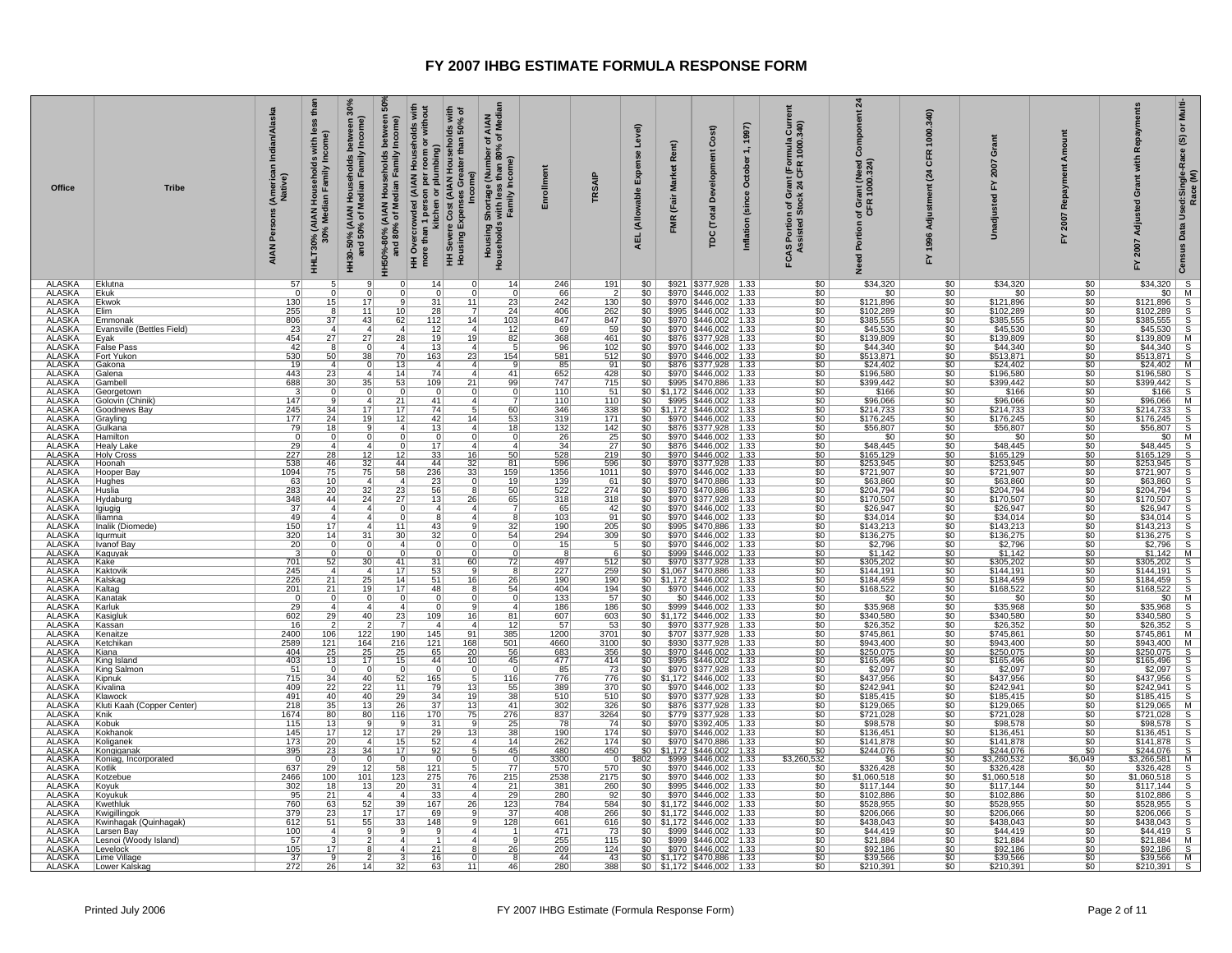# FY 2007 IHBG ESTIMATE FORMULA RESPONSE FORM

| Office | Tribe | AIAN Persons (American Indian/Alaska Native) | HHLT30% (AIAN Households with less than 30% Median Family Income) | HH30-50% (AIAN Households between 30% and 50% of Median Family Income) | HH50%-80% (AIAN Households between 50% and 80% of Median Family Income) | HH Overcrowded (AIAN Households with more than 1 person per room or without kitchen or plumbing) | HH Severe Cost (AIAN Households with Housing Expenses Greater than 50% of Income) | Housing Shortage (Number of AIAN Households with less than 80% of Median Family Income) | Enrollment | TRSAIP | AEL (Allowable Expense Level) | FMR (Fair Market Rent) | TDC (Total Development Cost) | Inflation (since October 1, 1997) | FCAS Portion of Grant (Formula Current Assisted Stock 24 CFR 1000.340) | Need Portion of Grant (Need Component 24 CFR 1000.324) | FY 1996 Adjustment (24 CFR 1000.340) | Unadjusted FY 2007 Grant | FY 2007 Repayment Amount | FY 2007 Adjusted Grant with Repayments | Census Data Used: Single-Race (S) or Multi-Race (M) |
|---|---|---|---|---|---|---|---|---|---|---|---|---|---|---|---|---|---|---|---|---|---|
| ALASKA | Eklutna | 57 | 5 | 9 | 0 | 14 | 0 | 14 | 246 | 191 | $0 | $921 | $377,928 | 1.33 | $0 | $34,320 | $0 | $34,320 | $0 | $34,320 | S |
| ALASKA | Ekuk | 0 | 0 | 0 | 0 | 0 | 0 | 0 | 66 | 2 | $0 | $970 | $446,002 | 1.33 | $0 | $0 | $0 | $0 | $0 | $0 | M |
| ALASKA | Ekwok | 130 | 15 | 17 | 9 | 31 | 11 | 23 | 242 | 130 | $0 | $970 | $446,002 | 1.33 | $0 | $121,896 | $0 | $121,896 | $0 | $121,896 | S |
| ALASKA | Elim | 255 | 8 | 11 | 10 | 28 | 7 | 24 | 406 | 262 | $0 | $995 | $446,002 | 1.33 | $0 | $102,289 | $0 | $102,289 | $0 | $102,289 | S |
| ALASKA | Emmonak | 806 | 37 | 43 | 62 | 112 | 14 | 103 | 847 | 847 | $0 | $970 | $446,002 | 1.33 | $0 | $385,555 | $0 | $385,555 | $0 | $385,555 | S |
| ALASKA | Evansville (Bettles Field) | 23 | 4 | 4 | 4 | 12 | 4 | 12 | 69 | 59 | $0 | $970 | $446,002 | 1.33 | $0 | $45,530 | $0 | $45,530 | $0 | $45,530 | S |
| ALASKA | Eyak | 454 | 27 | 27 | 28 | 19 | 19 | 82 | 368 | 461 | $0 | $876 | $377,928 | 1.33 | $0 | $139,809 | $0 | $139,809 | $0 | $139,809 | M |
| ALASKA | False Pass | 42 | 8 | 0 | 4 | 13 | 4 | 5 | 96 | 102 | $0 | $970 | $446,002 | 1.33 | $0 | $44,340 | $0 | $44,340 | $0 | $44,340 | S |
| ALASKA | Fort Yukon | 530 | 50 | 38 | 70 | 163 | 23 | 154 | 581 | 512 | $0 | $970 | $446,002 | 1.33 | $0 | $513,871 | $0 | $513,871 | $0 | $513,871 | S |
| ALASKA | Gakona | 19 | 4 | 0 | 13 | 4 | 4 | 9 | 85 | 91 | $0 | $876 | $377,928 | 1.33 | $0 | $24,402 | $0 | $24,402 | $0 | $24,402 | M |
| ALASKA | Galena | 443 | 23 | 4 | 14 | 74 | 4 | 41 | 652 | 428 | $0 | $970 | $446,002 | 1.33 | $0 | $196,580 | $0 | $196,580 | $0 | $196,580 | S |
| ALASKA | Gambell | 688 | 30 | 35 | 53 | 109 | 21 | 99 | 747 | 715 | $0 | $995 | $470,886 | 1.33 | $0 | $399,442 | $0 | $399,442 | $0 | $399,442 | S |
| ALASKA | Georgetown | 3 | 0 | 0 | 0 | 0 | 0 | 0 | 110 | 51 | $0 | $1,172 | $446,002 | 1.33 | $0 | $166 | $0 | $166 | $0 | $166 | S |
| ALASKA | Golovin (Chinik) | 147 | 9 | 4 | 21 | 41 | 4 | 7 | 110 | 110 | $0 | $995 | $446,002 | 1.33 | $0 | $96,066 | $0 | $96,066 | $0 | $96,066 | M |
| ALASKA | Goodnews Bay | 245 | 34 | 17 | 17 | 74 | 5 | 60 | 346 | 338 | $0 | $1,172 | $446,002 | 1.33 | $0 | $214,733 | $0 | $214,733 | $0 | $214,733 | S |
| ALASKA | Grayling | 177 | 24 | 19 | 12 | 42 | 14 | 53 | 319 | 171 | $0 | $970 | $446,002 | 1.33 | $0 | $176,245 | $0 | $176,245 | $0 | $176,245 | S |
| ALASKA | Gulkana | 79 | 18 | 9 | 4 | 13 | 4 | 18 | 132 | 142 | $0 | $876 | $377,928 | 1.33 | $0 | $56,807 | $0 | $56,807 | $0 | $56,807 | S |
| ALASKA | Hamilton | 0 | 0 | 0 | 0 | 0 | 0 | 0 | 26 | 25 | $0 | $970 | $446,002 | 1.33 | $0 | $0 | $0 | $0 | $0 | $0 | M |
| ALASKA | Healy Lake | 29 | 4 | 4 | 0 | 17 | 4 | 4 | 34 | 27 | $0 | $876 | $446,002 | 1.33 | $0 | $48,445 | $0 | $48,445 | $0 | $48,445 | S |
| ALASKA | Holy Cross | 227 | 28 | 12 | 12 | 33 | 16 | 50 | 528 | 219 | $0 | $970 | $446,002 | 1.33 | $0 | $165,129 | $0 | $165,129 | $0 | $165,129 | S |
| ALASKA | Hoonah | 538 | 46 | 32 | 44 | 44 | 32 | 81 | 596 | 596 | $0 | $970 | $377,928 | 1.33 | $0 | $253,945 | $0 | $253,945 | $0 | $253,945 | S |
| ALASKA | Hooper Bay | 1094 | 75 | 75 | 58 | 236 | 33 | 159 | 1356 | 1011 | $0 | $970 | $446,002 | 1.33 | $0 | $721,907 | $0 | $721,907 | $0 | $721,907 | S |
| ALASKA | Hughes | 63 | 10 | 4 | 4 | 23 | 0 | 19 | 139 | 61 | $0 | $970 | $470,886 | 1.33 | $0 | $63,860 | $0 | $63,860 | $0 | $63,860 | S |
| ALASKA | Huslia | 283 | 20 | 32 | 23 | 56 | 8 | 50 | 522 | 274 | $0 | $970 | $470,886 | 1.33 | $0 | $204,794 | $0 | $204,794 | $0 | $204,794 | S |
| ALASKA | Hydaburg | 348 | 44 | 24 | 27 | 13 | 26 | 65 | 318 | 318 | $0 | $970 | $377,928 | 1.33 | $0 | $170,507 | $0 | $170,507 | $0 | $170,507 | S |
| ALASKA | Igiugig | 37 | 4 | 4 | 0 | 4 | 4 | 7 | 65 | 42 | $0 | $970 | $446,002 | 1.33 | $0 | $26,947 | $0 | $26,947 | $0 | $26,947 | S |
| ALASKA | Iliamna | 49 | 4 | 4 | 0 | 8 | 4 | 8 | 103 | 91 | $0 | $970 | $446,002 | 1.33 | $0 | $34,014 | $0 | $34,014 | $0 | $34,014 | S |
| ALASKA | Inalik (Diomede) | 150 | 17 | 4 | 11 | 43 | 9 | 32 | 190 | 205 | $0 | $995 | $470,886 | 1.33 | $0 | $143,213 | $0 | $143,213 | $0 | $143,213 | S |
| ALASKA | Iqurmuit | 320 | 14 | 31 | 30 | 32 | 0 | 54 | 294 | 309 | $0 | $970 | $446,002 | 1.33 | $0 | $136,275 | $0 | $136,275 | $0 | $136,275 | S |
| ALASKA | Ivanof Bay | 20 | 0 | 0 | 4 | 0 | 0 | 0 | 15 | 5 | $0 | $970 | $446,002 | 1.33 | $0 | $2,796 | $0 | $2,796 | $0 | $2,796 | S |
| ALASKA | Kaguyak | 3 | 0 | 0 | 0 | 0 | 0 | 0 | 8 | 6 | $0 | $999 | $446,002 | 1.33 | $0 | $1,142 | $0 | $1,142 | $0 | $1,142 | M |
| ALASKA | Kake | 701 | 52 | 30 | 41 | 31 | 60 | 72 | 497 | 512 | $0 | $970 | $377,928 | 1.33 | $0 | $305,202 | $0 | $305,202 | $0 | $305,202 | S |
| ALASKA | Kaktovik | 245 | 4 | 4 | 17 | 53 | 9 | 8 | 227 | 259 | $0 | $1,067 | $470,886 | 1.33 | $0 | $144,191 | $0 | $144,191 | $0 | $144,191 | S |
| ALASKA | Kalskag | 226 | 21 | 25 | 14 | 51 | 16 | 26 | 190 | 190 | $0 | $1,172 | $446,002 | 1.33 | $0 | $184,459 | $0 | $184,459 | $0 | $184,459 | S |
| ALASKA | Kaltag | 201 | 21 | 19 | 17 | 48 | 8 | 54 | 404 | 194 | $0 | $970 | $446,002 | 1.33 | $0 | $168,522 | $0 | $168,522 | $0 | $168,522 | S |
| ALASKA | Kanatak | 0 | 0 | 0 | 0 | 0 | 0 | 0 | 133 | 57 | $0 | $0 | $446,002 | 1.33 | $0 | $0 | $0 | $0 | $0 | $0 | M |
| ALASKA | Karluk | 29 | 4 | 4 | 4 | 0 | 9 | 4 | 186 | 186 | $0 | $999 | $446,002 | 1.33 | $0 | $35,968 | $0 | $35,968 | $0 | $35,968 | S |
| ALASKA | Kasigluk | 602 | 29 | 40 | 23 | 109 | 16 | 81 | 607 | 603 | $0 | $1,172 | $446,002 | 1.33 | $0 | $340,580 | $0 | $340,580 | $0 | $340,580 | S |
| ALASKA | Kassan | 16 | 2 | 2 | 7 | 4 | 4 | 12 | 57 | 53 | $0 | $970 | $377,928 | 1.33 | $0 | $26,352 | $0 | $26,352 | $0 | $26,352 | S |
| ALASKA | Kenaitze | 2400 | 106 | 122 | 190 | 145 | 91 | 385 | 1200 | 3701 | $0 | $707 | $377,928 | 1.33 | $0 | $745,861 | $0 | $745,861 | $0 | $745,861 | M |
| ALASKA | Ketchikan | 2589 | 121 | 164 | 216 | 121 | 168 | 501 | 4660 | 3100 | $0 | $930 | $377,928 | 1.33 | $0 | $943,400 | $0 | $943,400 | $0 | $943,400 | M |
| ALASKA | Kiana | 404 | 25 | 25 | 25 | 65 | 20 | 56 | 683 | 356 | $0 | $970 | $446,002 | 1.33 | $0 | $250,075 | $0 | $250,075 | $0 | $250,075 | S |
| ALASKA | King Island | 403 | 13 | 17 | 15 | 44 | 10 | 45 | 477 | 414 | $0 | $995 | $446,002 | 1.33 | $0 | $165,496 | $0 | $165,496 | $0 | $165,496 | S |
| ALASKA | King Salmon | 51 | 0 | 0 | 0 | 0 | 0 | 0 | 85 | 73 | $0 | $970 | $377,928 | 1.33 | $0 | $2,097 | $0 | $2,097 | $0 | $2,097 | S |
| ALASKA | Kipnuk | 715 | 34 | 40 | 52 | 165 | 5 | 116 | 776 | 776 | $0 | $1,172 | $446,002 | 1.33 | $0 | $437,956 | $0 | $437,956 | $0 | $437,956 | S |
| ALASKA | Kivalina | 409 | 22 | 22 | 11 | 79 | 13 | 55 | 389 | 370 | $0 | $970 | $446,002 | 1.33 | $0 | $242,941 | $0 | $242,941 | $0 | $242,941 | S |
| ALASKA | Klawock | 491 | 40 | 40 | 29 | 34 | 19 | 38 | 510 | 510 | $0 | $970 | $377,928 | 1.33 | $0 | $185,415 | $0 | $185,415 | $0 | $185,415 | S |
| ALASKA | Kluti Kaah (Copper Center) | 218 | 35 | 13 | 26 | 37 | 13 | 41 | 302 | 326 | $0 | $876 | $377,928 | 1.33 | $0 | $129,065 | $0 | $129,065 | $0 | $129,065 | M |
| ALASKA | Knik | 1674 | 80 | 80 | 116 | 170 | 75 | 276 | 837 | 3264 | $0 | $779 | $377,928 | 1.33 | $0 | $721,028 | $0 | $721,028 | $0 | $721,028 | S |
| ALASKA | Kobuk | 115 | 13 | 9 | 9 | 31 | 9 | 25 | 78 | 74 | $0 | $970 | $392,405 | 1.33 | $0 | $98,578 | $0 | $98,578 | $0 | $98,578 | S |
| ALASKA | Kokhanok | 145 | 17 | 12 | 17 | 29 | 13 | 38 | 190 | 174 | $0 | $970 | $446,002 | 1.33 | $0 | $136,451 | $0 | $136,451 | $0 | $136,451 | S |
| ALASKA | Koliganek | 173 | 20 | 4 | 15 | 52 | 4 | 14 | 262 | 174 | $0 | $970 | $470,886 | 1.33 | $0 | $141,878 | $0 | $141,878 | $0 | $141,878 | S |
| ALASKA | Kongiganak | 395 | 23 | 34 | 17 | 92 | 5 | 45 | 480 | 450 | $0 | $1,172 | $446,002 | 1.33 | $0 | $244,076 | $0 | $244,076 | $0 | $244,076 | S |
| ALASKA | Koniag, Incorporated | 0 | 0 | 0 | 0 | 0 | 0 | 0 | 3300 | 0 | $802 | $999 | $446,002 | 1.33 | $3,260,532 | $0 | $0 | $3,260,532 | $6,049 | $3,266,581 | M |
| ALASKA | Kotlik | 637 | 29 | 12 | 58 | 121 | 5 | 77 | 570 | 570 | $0 | $970 | $446,002 | 1.33 | $0 | $326,428 | $0 | $326,428 | $0 | $326,428 | S |
| ALASKA | Kotzebue | 2466 | 100 | 101 | 123 | 275 | 76 | 215 | 2538 | 2175 | $0 | $970 | $446,002 | 1.33 | $0 | $1,060,518 | $0 | $1,060,518 | $0 | $1,060,518 | S |
| ALASKA | Koyuk | 302 | 18 | 13 | 20 | 31 | 4 | 21 | 381 | 260 | $0 | $995 | $446,002 | 1.33 | $0 | $117,144 | $0 | $117,144 | $0 | $117,144 | S |
| ALASKA | Koyukuk | 95 | 21 | 4 | 4 | 33 | 4 | 29 | 280 | 92 | $0 | $970 | $446,002 | 1.33 | $0 | $102,886 | $0 | $102,886 | $0 | $102,886 | S |
| ALASKA | Kwethluk | 760 | 63 | 52 | 39 | 167 | 26 | 123 | 784 | 584 | $0 | $1,172 | $446,002 | 1.33 | $0 | $528,955 | $0 | $528,955 | $0 | $528,955 | S |
| ALASKA | Kwigillingok | 379 | 23 | 17 | 17 | 69 | 9 | 37 | 408 | 266 | $0 | $1,172 | $446,002 | 1.33 | $0 | $206,066 | $0 | $206,066 | $0 | $206,066 | S |
| ALASKA | Kwinhagak (Quinhagak) | 612 | 51 | 55 | 33 | 148 | 9 | 128 | 661 | 616 | $0 | $1,172 | $446,002 | 1.33 | $0 | $438,043 | $0 | $438,043 | $0 | $438,043 | S |
| ALASKA | Larsen Bay | 100 | 4 | 9 | 9 | 9 | 4 | 1 | 471 | 73 | $0 | $999 | $446,002 | 1.33 | $0 | $44,419 | $0 | $44,419 | $0 | $44,419 | S |
| ALASKA | Lesnoi (Woody Island) | 57 | 3 | 2 | 4 | 1 | 4 | 9 | 255 | 115 | $0 | $999 | $446,002 | 1.33 | $0 | $21,884 | $0 | $21,884 | $0 | $21,884 | M |
| ALASKA | Levelock | 105 | 17 | 8 | 4 | 21 | 8 | 26 | 209 | 124 | $0 | $970 | $446,002 | 1.33 | $0 | $92,186 | $0 | $92,186 | $0 | $92,186 | S |
| ALASKA | Lime Village | 37 | 9 | 2 | 3 | 16 | 0 | 8 | 44 | 43 | $0 | $1,172 | $470,886 | 1.33 | $0 | $39,566 | $0 | $39,566 | $0 | $39,566 | M |
| ALASKA | Lower Kalskag | 272 | 26 | 14 | 32 | 63 | 11 | 46 | 280 | 388 | $0 | $1,172 | $446,002 | 1.33 | $0 | $210,391 | $0 | $210,391 | $0 | $210,391 | S |

Printed July 2006 FY 2007 IHBG Estimate (Formula Response Form)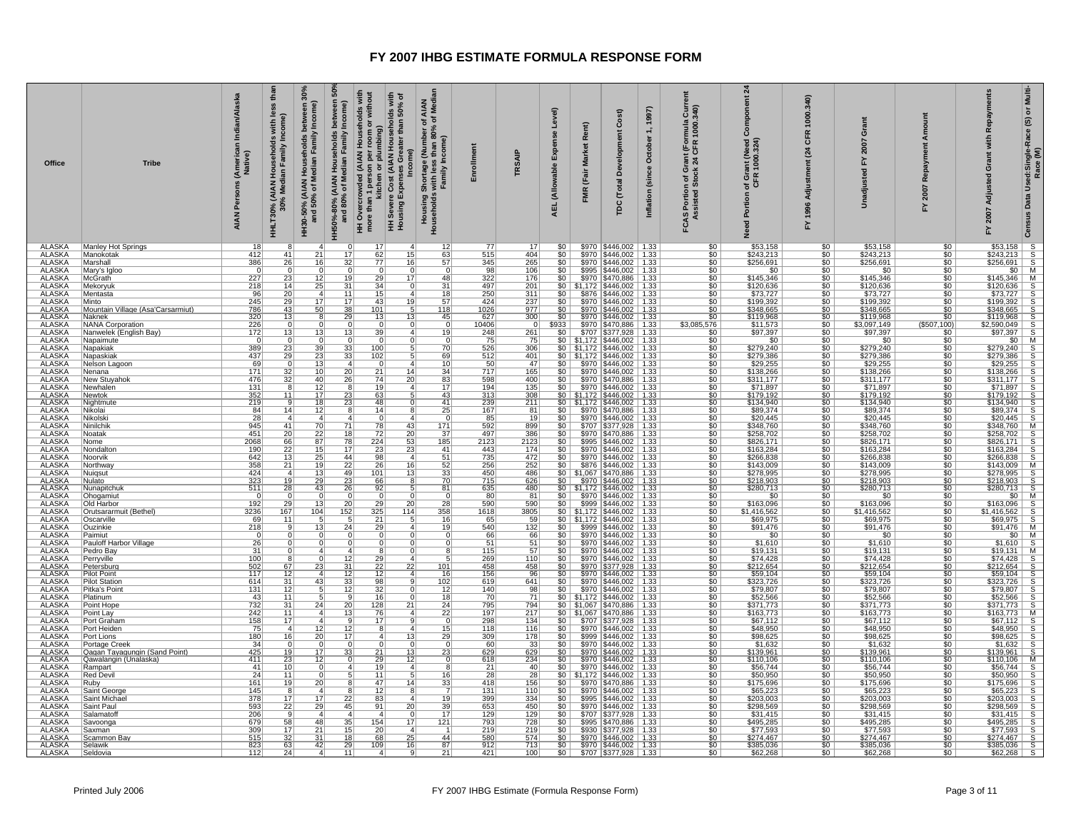# FY 2007 IHBG ESTIMATE FORMULA RESPONSE FORM

| Office | Tribe | AIAN Persons (American Indian/Alaska Native) | HHLT30% (AIAN Households with less than 30% Median Family Income) | HH30-50% (AIAN Households between 30% and 50% of Median Family Income) | HH50%-80% (AIAN Households between 50% and 80% of Median Family Income) | HH Overcrowded (AIAN Households with more than 1 person per room or without kitchen or plumbing) | HH Severe Cost (AIAN Households with Housing Expenses Greater than 50% of Income) | Housing Shortage (Number of AIAN Households with less than 80% of Median Family Income) | Enrollment | TRSAIP | AEL (Allowable Expense Level) | FMR (Fair Market Rent) | TDC (Total Development Cost) | Inflation (since October 1, 1997) | FCAS Portion of Grant (Formula Current Assisted Stock 24 CFR 1000.340) | Need Portion of Grant (Need Component 24 CFR 1000.324) | FY 1996 Adjustment (24 CFR 1000.340) | Unadjusted FY 2007 Grant | FY 2007 Repayment Amount | FY 2007 Adjusted Grant with Repayments | Census Data Used: Single-Race (S) or Multi-Race (M) |
|---|---|---|---|---|---|---|---|---|---|---|---|---|---|---|---|---|---|---|---|---|---|
| ALASKA | Manley Hot Springs | 18 | 8 | 4 | 0 | 17 | 4 | 12 | 77 | 17 | $0 | $970 | $446,002 | 1.33 | $0 | $53,158 | $0 | $53,158 | $0 | $53,158 | S |
| ALASKA | Manokotak | 412 | 41 | 21 | 17 | 62 | 15 | 63 | 515 | 404 | $0 | $970 | $446,002 | 1.33 | $0 | $243,213 | $0 | $243,213 | $0 | $243,213 | S |
| ALASKA | Marshall | 386 | 26 | 16 | 32 | 77 | 16 | 57 | 345 | 265 | $0 | $970 | $446,002 | 1.33 | $0 | $256,691 | $0 | $256,691 | $0 | $256,691 | S |
| ALASKA | Mary's Igloo | 0 | 0 | 0 | 0 | 0 | 0 | 0 | 98 | 106 | $0 | $995 | $446,002 | 1.33 | $0 | $0 | $0 | $0 | $0 | $0 | M |
| ALASKA | McGrath | 227 | 23 | 12 | 19 | 29 | 17 | 48 | 322 | 176 | $0 | $970 | $470,886 | 1.33 | $0 | $145,346 | $0 | $145,346 | $0 | $145,346 | M |
| ALASKA | Mekoryuk | 218 | 14 | 25 | 31 | 34 | 0 | 31 | 497 | 201 | $0 | $1,172 | $446,002 | 1.33 | $0 | $120,636 | $0 | $120,636 | $0 | $120,636 | S |
| ALASKA | Mentasta | 96 | 20 | 4 | 11 | 15 | 4 | 18 | 250 | 311 | $0 | $876 | $446,002 | 1.33 | $0 | $73,727 | $0 | $73,727 | $0 | $73,727 | S |
| ALASKA | Minto | 245 | 29 | 17 | 17 | 43 | 19 | 57 | 424 | 237 | $0 | $970 | $446,002 | 1.33 | $0 | $199,392 | $0 | $199,392 | $0 | $199,392 | S |
| ALASKA | Mountain Village (Asa'Carsarmiut) | 786 | 43 | 50 | 38 | 101 | 5 | 118 | 1026 | 977 | $0 | $970 | $446,002 | 1.33 | $0 | $348,665 | $0 | $348,665 | $0 | $348,665 | S |
| ALASKA | Naknek | 320 | 13 | 8 | 29 | 13 | 13 | 45 | 627 | 300 | $0 | $970 | $446,002 | 1.33 | $0 | $119,968 | $0 | $119,968 | $0 | $119,968 | S |
| ALASKA | NANA Corporation | 226 | 0 | 0 | 0 | 0 | 0 | 0 | 10406 | 0 | $933 | $970 | $470,886 | 1.33 | $3,085,576 | $11,573 | $0 | $3,097,149 | ($507,100) | $2,590,049 | S |
| ALASKA | Nanwelek (English Bay) | 172 | 13 | 13 | 13 | 39 | 4 | 19 | 248 | 261 | $0 | $707 | $377,928 | 1.33 | $0 | $97,397 | $0 | $97,397 | $0 | $97,397 | S |
| ALASKA | Napaimute | 0 | 0 | 0 | 0 | 0 | 0 | 0 | 75 | 75 | $0 | $1,172 | $446,002 | 1.33 | $0 | $0 | $0 | $0 | $0 | $0 | M |
| ALASKA | Napakiak | 389 | 23 | 39 | 33 | 100 | 5 | 70 | 526 | 306 | $0 | $1,172 | $446,002 | 1.33 | $0 | $279,240 | $0 | $279,240 | $0 | $279,240 | S |
| ALASKA | Napaskiak | 437 | 29 | 23 | 33 | 102 | 5 | 69 | 512 | 401 | $0 | $1,172 | $446,002 | 1.33 | $0 | $279,386 | $0 | $279,386 | $0 | $279,386 | S |
| ALASKA | Nelson Lagoon | 69 | 0 | 13 | 4 | 0 | 4 | 10 | 50 | 47 | $0 | $970 | $446,002 | 1.33 | $0 | $29,255 | $0 | $29,255 | $0 | $29,255 | S |
| ALASKA | Nenana | 171 | 32 | 10 | 20 | 21 | 14 | 34 | 717 | 165 | $0 | $970 | $446,002 | 1.33 | $0 | $138,266 | $0 | $138,266 | $0 | $138,266 | S |
| ALASKA | New Stuyahok | 476 | 32 | 40 | 26 | 74 | 20 | 83 | 598 | 400 | $0 | $970 | $470,886 | 1.33 | $0 | $311,177 | $0 | $311,177 | $0 | $311,177 | S |
| ALASKA | Newhalen | 131 | 8 | 12 | 8 | 19 | 4 | 17 | 194 | 135 | $0 | $970 | $446,002 | 1.33 | $0 | $71,897 | $0 | $71,897 | $0 | $71,897 | S |
| ALASKA | Newtok | 352 | 11 | 17 | 23 | 63 | 5 | 43 | 313 | 308 | $0 | $1,172 | $446,002 | 1.33 | $0 | $179,192 | $0 | $179,192 | $0 | $179,192 | S |
| ALASKA | Nightmute | 219 | 9 | 18 | 23 | 48 | 0 | 41 | 239 | 211 | $0 | $1,172 | $446,002 | 1.33 | $0 | $134,940 | $0 | $134,940 | $0 | $134,940 | S |
| ALASKA | Nikolai | 84 | 14 | 12 | 8 | 14 | 8 | 25 | 167 | 81 | $0 | $970 | $470,886 | 1.33 | $0 | $89,374 | $0 | $89,374 | $0 | $89,374 | S |
| ALASKA | Nikolski | 28 | 4 | 4 | 4 | 0 | 4 | 0 | 85 | 19 | $0 | $970 | $446,002 | 1.33 | $0 | $20,445 | $0 | $20,445 | $0 | $20,445 | S |
| ALASKA | Ninilchik | 945 | 41 | 70 | 71 | 78 | 43 | 171 | 592 | 899 | $0 | $707 | $377,928 | 1.33 | $0 | $348,760 | $0 | $348,760 | $0 | $348,760 | M |
| ALASKA | Noatak | 451 | 20 | 22 | 18 | 72 | 20 | 37 | 497 | 386 | $0 | $970 | $470,886 | 1.33 | $0 | $258,702 | $0 | $258,702 | $0 | $258,702 | S |
| ALASKA | Nome | 2068 | 66 | 87 | 78 | 224 | 53 | 185 | 2123 | 2123 | $0 | $995 | $446,002 | 1.33 | $0 | $826,171 | $0 | $826,171 | $0 | $826,171 | S |
| ALASKA | Nondalton | 190 | 22 | 15 | 17 | 23 | 23 | 41 | 443 | 174 | $0 | $970 | $446,002 | 1.33 | $0 | $163,284 | $0 | $163,284 | $0 | $163,284 | S |
| ALASKA | Noorvik | 642 | 13 | 25 | 44 | 98 | 4 | 51 | 735 | 472 | $0 | $970 | $446,002 | 1.33 | $0 | $266,838 | $0 | $266,838 | $0 | $266,838 | S |
| ALASKA | Northway | 358 | 21 | 19 | 22 | 26 | 16 | 52 | 256 | 252 | $0 | $876 | $446,002 | 1.33 | $0 | $143,009 | $0 | $143,009 | $0 | $143,009 | M |
| ALASKA | Nuiqsut | 424 | 4 | 13 | 49 | 101 | 13 | 33 | 450 | 486 | $0 | $1,067 | $470,886 | 1.33 | $0 | $278,995 | $0 | $278,995 | $0 | $278,995 | S |
| ALASKA | Nulato | 323 | 19 | 29 | 23 | 66 | 8 | 70 | 715 | 626 | $0 | $970 | $446,002 | 1.33 | $0 | $218,903 | $0 | $218,903 | $0 | $218,903 | S |
| ALASKA | Nunapitchuk | 511 | 28 | 43 | 26 | 92 | 5 | 81 | 635 | 480 | $0 | $1,172 | $446,002 | 1.33 | $0 | $280,713 | $0 | $280,713 | $0 | $280,713 | S |
| ALASKA | Ohogamiut | 0 | 0 | 0 | 0 | 0 | 0 | 0 | 80 | 81 | $0 | $970 | $446,002 | 1.33 | $0 | $0 | $0 | $0 | $0 | $0 | M |
| ALASKA | Old Harbor | 192 | 29 | 13 | 20 | 29 | 20 | 28 | 590 | 590 | $0 | $999 | $446,002 | 1.33 | $0 | $163,096 | $0 | $163,096 | $0 | $163,096 | S |
| ALASKA | Orutsararmuit (Bethel) | 3236 | 167 | 104 | 152 | 325 | 114 | 358 | 1618 | 3805 | $0 | $1,172 | $446,002 | 1.33 | $0 | $1,416,562 | $0 | $1,416,562 | $0 | $1,416,562 | S |
| ALASKA | Oscarville | 69 | 11 | 5 | 5 | 21 | 5 | 16 | 65 | 59 | $0 | $1,172 | $446,002 | 1.33 | $0 | $69,975 | $0 | $69,975 | $0 | $69,975 | S |
| ALASKA | Ouzinkie | 218 | 9 | 13 | 24 | 29 | 4 | 19 | 540 | 132 | $0 | $999 | $446,002 | 1.33 | $0 | $91,476 | $0 | $91,476 | $0 | $91,476 | M |
| ALASKA | Paimiut | 0 | 0 | 0 | 0 | 0 | 0 | 0 | 66 | 66 | $0 | $970 | $446,002 | 1.33 | $0 | $0 | $0 | $0 | $0 | $0 | M |
| ALASKA | Pauloff Harbor Village | 26 | 0 | 0 | 0 | 0 | 0 | 0 | 51 | 51 | $0 | $970 | $446,002 | 1.33 | $0 | $1,610 | $0 | $1,610 | $0 | $1,610 | S |
| ALASKA | Pedro Bay | 31 | 0 | 4 | 4 | 8 | 0 | 8 | 115 | 57 | $0 | $970 | $446,002 | 1.33 | $0 | $19,131 | $0 | $19,131 | $0 | $19,131 | M |
| ALASKA | Perryville | 100 | 8 | 0 | 12 | 29 | 4 | 5 | 269 | 110 | $0 | $970 | $446,002 | 1.33 | $0 | $74,428 | $0 | $74,428 | $0 | $74,428 | S |
| ALASKA | Petersburg | 502 | 67 | 23 | 31 | 22 | 22 | 101 | 458 | 458 | $0 | $970 | $377,928 | 1.33 | $0 | $212,654 | $0 | $212,654 | $0 | $212,654 | S |
| ALASKA | Pilot Point | 117 | 12 | 4 | 12 | 12 | 4 | 16 | 156 | 96 | $0 | $970 | $446,002 | 1.33 | $0 | $59,104 | $0 | $59,104 | $0 | $59,104 | S |
| ALASKA | Pilot Station | 614 | 31 | 43 | 33 | 98 | 9 | 102 | 619 | 641 | $0 | $970 | $446,002 | 1.33 | $0 | $323,726 | $0 | $323,726 | $0 | $323,726 | S |
| ALASKA | Pitka's Point | 131 | 12 | 5 | 12 | 32 | 0 | 12 | 140 | 98 | $0 | $970 | $446,002 | 1.33 | $0 | $79,807 | $0 | $79,807 | $0 | $79,807 | S |
| ALASKA | Platinum | 43 | 11 | 5 | 9 | 16 | 0 | 18 | 70 | 71 | $0 | $1,172 | $446,002 | 1.33 | $0 | $52,566 | $0 | $52,566 | $0 | $52,566 | S |
| ALASKA | Point Hope | 732 | 31 | 24 | 20 | 128 | 21 | 24 | 795 | 794 | $0 | $1,067 | $470,886 | 1.33 | $0 | $371,773 | $0 | $371,773 | $0 | $371,773 | S |
| ALASKA | Point Lay | 242 | 11 | 4 | 13 | 76 | 4 | 22 | 197 | 217 | $0 | $1,067 | $470,886 | 1.33 | $0 | $163,773 | $0 | $163,773 | $0 | $163,773 | M |
| ALASKA | Port Graham | 158 | 17 | 4 | 9 | 17 | 9 | 0 | 298 | 134 | $0 | $707 | $377,928 | 1.33 | $0 | $67,112 | $0 | $67,112 | $0 | $67,112 | S |
| ALASKA | Port Heiden | 75 | 4 | 12 | 12 | 8 | 4 | 15 | 118 | 116 | $0 | $970 | $446,002 | 1.33 | $0 | $48,950 | $0 | $48,950 | $0 | $48,950 | S |
| ALASKA | Port Lions | 180 | 16 | 20 | 17 | 4 | 13 | 29 | 309 | 178 | $0 | $999 | $446,002 | 1.33 | $0 | $98,625 | $0 | $98,625 | $0 | $98,625 | S |
| ALASKA | Portage Creek | 34 | 0 | 0 | 0 | 0 | 0 | 0 | 60 | 33 | $0 | $970 | $446,002 | 1.33 | $0 | $1,632 | $0 | $1,632 | $0 | $1,632 | S |
| ALASKA | Qagan Tayagungin (Sand Point) | 425 | 19 | 17 | 33 | 21 | 13 | 23 | 629 | 629 | $0 | $970 | $446,002 | 1.33 | $0 | $139,961 | $0 | $139,961 | $0 | $139,961 | S |
| ALASKA | Qawalangin (Unalaska) | 411 | 23 | 12 | 0 | 29 | 12 | 0 | 618 | 234 | $0 | $970 | $446,002 | 1.33 | $0 | $110,106 | $0 | $110,106 | $0 | $110,106 | M |
| ALASKA | Rampart | 41 | 10 | 0 | 4 | 19 | 4 | 8 | 21 | 40 | $0 | $970 | $446,002 | 1.33 | $0 | $56,744 | $0 | $56,744 | $0 | $56,744 | S |
| ALASKA | Red Devil | 24 | 11 | 0 | 5 | 11 | 5 | 16 | 28 | 28 | $0 | $1,172 | $446,002 | 1.33 | $0 | $50,950 | $0 | $50,950 | $0 | $50,950 | S |
| ALASKA | Ruby | 161 | 19 | 20 | 8 | 47 | 14 | 33 | 418 | 156 | $0 | $970 | $470,886 | 1.33 | $0 | $175,696 | $0 | $175,696 | $0 | $175,696 | S |
| ALASKA | Saint George | 145 | 8 | 4 | 8 | 12 | 8 | 7 | 131 | 110 | $0 | $970 | $446,002 | 1.33 | $0 | $65,223 | $0 | $65,223 | $0 | $65,223 | S |
| ALASKA | Saint Michael | 378 | 17 | 17 | 22 | 83 | 4 | 19 | 399 | 334 | $0 | $995 | $446,002 | 1.33 | $0 | $203,003 | $0 | $203,003 | $0 | $203,003 | S |
| ALASKA | Saint Paul | 593 | 22 | 29 | 45 | 91 | 20 | 39 | 653 | 450 | $0 | $970 | $446,002 | 1.33 | $0 | $298,569 | $0 | $298,569 | $0 | $298,569 | S |
| ALASKA | Salamatoff | 206 | 9 | 4 | 4 | 4 | 0 | 17 | 129 | 129 | $0 | $707 | $377,928 | 1.33 | $0 | $31,415 | $0 | $31,415 | $0 | $31,415 | S |
| ALASKA | Savoonga | 679 | 58 | 48 | 35 | 154 | 17 | 121 | 793 | 728 | $0 | $995 | $470,886 | 1.33 | $0 | $495,285 | $0 | $495,285 | $0 | $495,285 | S |
| ALASKA | Saxman | 309 | 17 | 21 | 15 | 20 | 4 | 1 | 219 | 219 | $0 | $930 | $377,928 | 1.33 | $0 | $77,593 | $0 | $77,593 | $0 | $77,593 | S |
| ALASKA | Scammon Bay | 515 | 32 | 31 | 18 | 68 | 25 | 44 | 580 | 574 | $0 | $970 | $446,002 | 1.33 | $0 | $274,467 | $0 | $274,467 | $0 | $274,467 | S |
| ALASKA | Selawik | 823 | 63 | 42 | 29 | 109 | 16 | 87 | 912 | 713 | $0 | $970 | $470,886 | 1.33 | $0 | $385,036 | $0 | $385,036 | $0 | $385,036 | S |
| ALASKA | Seldovia | 112 | 24 | 4 | 11 | 4 | 9 | 21 | 421 | 100 | $0 | $707 | $377,928 | 1.33 | $0 | $62,268 | $0 | $62,268 | $0 | $62,268 | S |

Printed July 2006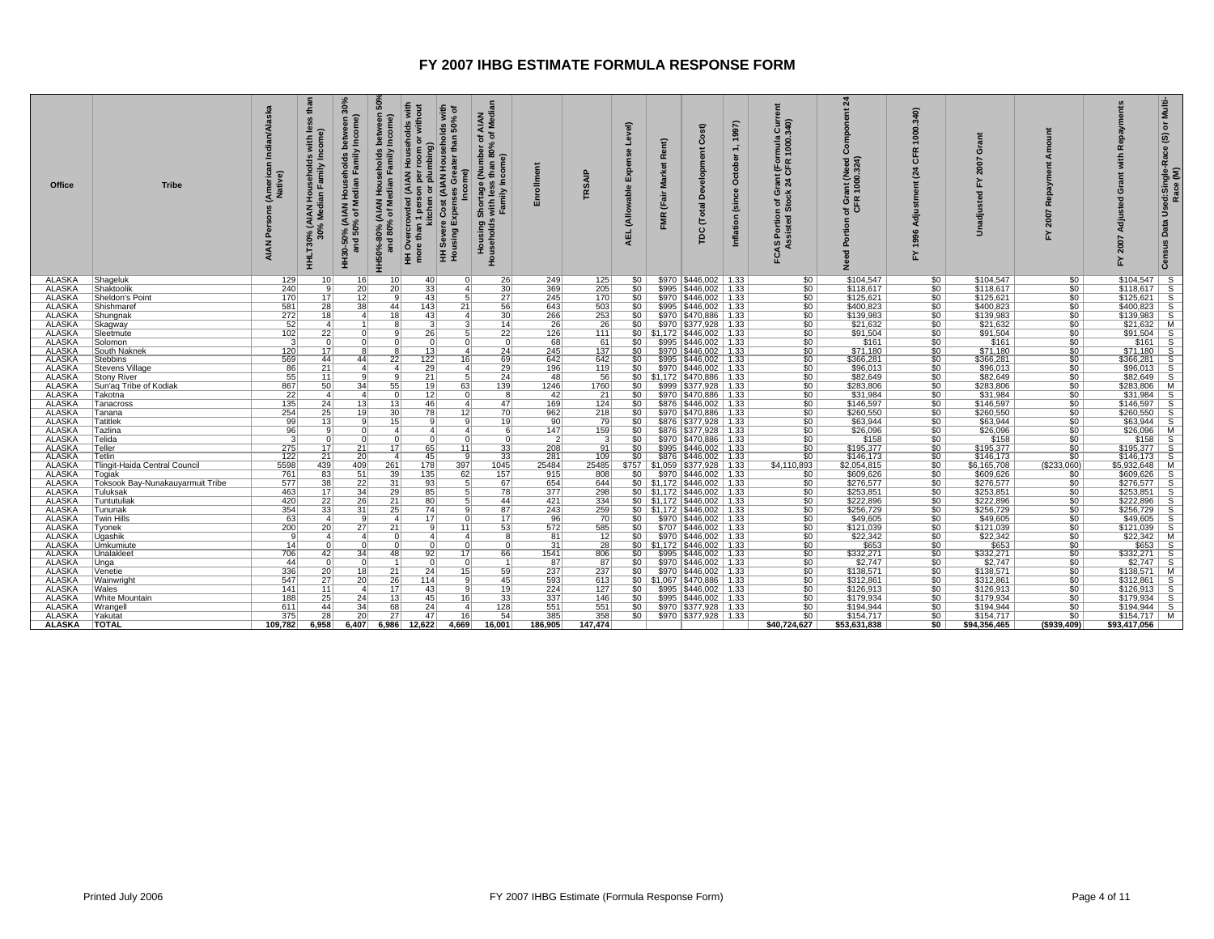# FY 2007 IHBG ESTIMATE FORMULA RESPONSE FORM

| Office | Tribe | AIAN Persons (American Indian/Alaska Native) | HHLT30% (AIAN Households with less than 30% Median Family Income) | HH30-50% (AIAN Households between 30% and 50% of Median Family Income) | HH50%-80% (AIAN Households between 50% and 80% of Median Family Income) | HH Overcrowded (AIAN Households with more than 1 person per room or without kitchen or plumbing) | HH Severe Cost (AIAN Households with Housing Expenses Greater than 50% of Income) | Housing Shortage (Number of AIAN Households with less than 80% of Median Family Income) | Enrollment | TRSAIP | AEL (Allowable Expense Level) | FMR (Fair Market Rent) | TDC (Total Development Cost) | Inflation (since October 1, 1997) | FCAS Portion of Grant (Formula Current Assisted Stock 24 CFR 1000.340) | Need Portion of Grant (Need Component 24 CFR 1000.324) | FY 1996 Adjustment (24 CFR 1000.340) | Unadjusted FY 2007 Grant | FY 2007 Repayment Amount | FY 2007 Adjusted Grant with Repayments | Census Data Used:Single-Race (S) or Multi-Race (M) |
|---|---|---|---|---|---|---|---|---|---|---|---|---|---|---|---|---|---|---|---|---|---|
| ALASKA | Shageluk | 129 | 10 | 16 | 10 | 40 | 0 | 26 | 249 | 125 | $0 | $970 | $446,002 | 1.33 | $0 | $104,547 | $0 | $104,547 | $0 | $104,547 | S |
| ALASKA | Shaktoolik | 240 | 9 | 20 | 20 | 33 | 4 | 30 | 369 | 205 | $0 | $995 | $446,002 | 1.33 | $0 | $118,617 | $0 | $118,617 | $0 | $118,617 | S |
| ALASKA | Sheldon's Point | 170 | 17 | 12 | 9 | 43 | 5 | 27 | 245 | 170 | $0 | $970 | $446,002 | 1.33 | $0 | $125,621 | $0 | $125,621 | $0 | $125,621 | S |
| ALASKA | Shishmaref | 581 | 28 | 38 | 44 | 143 | 21 | 56 | 643 | 503 | $0 | $995 | $446,002 | 1.33 | $0 | $400,823 | $0 | $400,823 | $0 | $400,823 | S |
| ALASKA | Shungnak | 272 | 18 | 4 | 18 | 43 | 4 | 30 | 266 | 253 | $0 | $970 | $470,886 | 1.33 | $0 | $139,983 | $0 | $139,983 | $0 | $139,983 | S |
| ALASKA | Skagway | 52 | 4 | 1 | 8 | 3 | 3 | 14 | 26 | 26 | $0 | $970 | $377,928 | 1.33 | $0 | $21,632 | $0 | $21,632 | $0 | $21,632 | M |
| ALASKA | Sleetmute | 102 | 22 | 0 | 9 | 26 | 5 | 22 | 126 | 111 | $0 | $1,172 | $446,002 | 1.33 | $0 | $91,504 | $0 | $91,504 | $0 | $91,504 | S |
| ALASKA | Solomon | 3 | 0 | 0 | 0 | 0 | 0 | 0 | 68 | 61 | $0 | $995 | $446,002 | 1.33 | $0 | $161 | $0 | $161 | $0 | $161 | S |
| ALASKA | South Naknek | 120 | 17 | 8 | 8 | 13 | 4 | 24 | 245 | 137 | $0 | $970 | $446,002 | 1.33 | $0 | $71,180 | $0 | $71,180 | $0 | $71,180 | S |
| ALASKA | Stebbins | 569 | 44 | 44 | 22 | 122 | 16 | 69 | 642 | 642 | $0 | $995 | $446,002 | 1.33 | $0 | $366,281 | $0 | $366,281 | $0 | $366,281 | S |
| ALASKA | Stevens Village | 86 | 21 | 4 | 4 | 29 | 4 | 29 | 196 | 119 | $0 | $970 | $446,002 | 1.33 | $0 | $96,013 | $0 | $96,013 | $0 | $96,013 | S |
| ALASKA | Stony River | 55 | 11 | 9 | 9 | 21 | 5 | 24 | 48 | 56 | $0 | $1,172 | $470,886 | 1.33 | $0 | $82,649 | $0 | $82,649 | $0 | $82,649 | S |
| ALASKA | Sun'aq Tribe of Kodiak | 867 | 50 | 34 | 55 | 19 | 63 | 139 | 1246 | 1760 | $0 | $999 | $377,928 | 1.33 | $0 | $283,806 | $0 | $283,806 | $0 | $283,806 | M |
| ALASKA | Takotna | 22 | 4 | 4 | 0 | 12 | 0 | 8 | 42 | 21 | $0 | $970 | $470,886 | 1.33 | $0 | $31,984 | $0 | $31,984 | $0 | $31,984 | S |
| ALASKA | Tanacross | 135 | 24 | 13 | 13 | 46 | 4 | 47 | 169 | 124 | $0 | $876 | $446,002 | 1.33 | $0 | $146,597 | $0 | $146,597 | $0 | $146,597 | S |
| ALASKA | Tanana | 254 | 25 | 19 | 30 | 78 | 12 | 70 | 962 | 218 | $0 | $970 | $470,886 | 1.33 | $0 | $260,550 | $0 | $260,550 | $0 | $260,550 | S |
| ALASKA | Tatitlek | 99 | 13 | 9 | 15 | 9 | 9 | 19 | 90 | 79 | $0 | $876 | $377,928 | 1.33 | $0 | $63,944 | $0 | $63,944 | $0 | $63,944 | S |
| ALASKA | Tazlina | 96 | 9 | 0 | 4 | 4 | 4 | 6 | 147 | 159 | $0 | $876 | $377,928 | 1.33 | $0 | $26,096 | $0 | $26,096 | $0 | $26,096 | M |
| ALASKA | Telida | 3 | 0 | 0 | 0 | 0 | 0 | 0 | 2 | 3 | $0 | $970 | $470,886 | 1.33 | $0 | $158 | $0 | $158 | $0 | $158 | S |
| ALASKA | Teller | 275 | 17 | 21 | 17 | 65 | 11 | 33 | 208 | 91 | $0 | $995 | $446,002 | 1.33 | $0 | $195,377 | $0 | $195,377 | $0 | $195,377 | S |
| ALASKA | Tetlin | 122 | 21 | 20 | 4 | 45 | 9 | 33 | 281 | 109 | $0 | $876 | $446,002 | 1.33 | $0 | $146,173 | $0 | $146,173 | $0 | $146,173 | S |
| ALASKA | Tlingit-Haida Central Council | 5598 | 439 | 409 | 261 | 178 | 397 | 1045 | 25484 | 25485 | $757 | $1,059 | $377,928 | 1.33 | $4,110,893 | $2,054,815 | $0 | $6,165,708 | ($233,060) | $5,932,648 | M |
| ALASKA | Togiak | 761 | 83 | 51 | 39 | 135 | 62 | 157 | 915 | 808 | $0 | $970 | $446,002 | 1.33 | $0 | $609,626 | $0 | $609,626 | $0 | $609,626 | S |
| ALASKA | Toksook Bay-Nunakauyarmuit Tribe | 577 | 38 | 22 | 31 | 93 | 5 | 67 | 654 | 644 | $0 | $1,172 | $446,002 | 1.33 | $0 | $276,577 | $0 | $276,577 | $0 | $276,577 | S |
| ALASKA | Tuluksak | 463 | 17 | 34 | 29 | 85 | 5 | 78 | 377 | 298 | $0 | $1,172 | $446,002 | 1.33 | $0 | $253,851 | $0 | $253,851 | $0 | $253,851 | S |
| ALASKA | Tuntutuliak | 420 | 22 | 26 | 21 | 80 | 5 | 44 | 421 | 334 | $0 | $1,172 | $446,002 | 1.33 | $0 | $222,896 | $0 | $222,896 | $0 | $222,896 | S |
| ALASKA | Tununak | 354 | 33 | 31 | 25 | 74 | 9 | 87 | 243 | 259 | $0 | $1,172 | $446,002 | 1.33 | $0 | $256,729 | $0 | $256,729 | $0 | $256,729 | S |
| ALASKA | Twin Hills | 63 | 4 | 9 | 4 | 17 | 0 | 17 | 96 | 70 | $0 | $970 | $446,002 | 1.33 | $0 | $49,605 | $0 | $49,605 | $0 | $49,605 | S |
| ALASKA | Tyonek | 200 | 20 | 27 | 21 | 9 | 11 | 53 | 572 | 585 | $0 | $707 | $446,002 | 1.33 | $0 | $121,039 | $0 | $121,039 | $0 | $121,039 | S |
| ALASKA | Ugashik | 9 | 4 | 4 | 0 | 4 | 4 | 8 | 81 | 12 | $0 | $970 | $446,002 | 1.33 | $0 | $22,342 | $0 | $22,342 | $0 | $22,342 | M |
| ALASKA | Umkumiute | 14 | 0 | 0 | 0 | 0 | 0 | 0 | 31 | 28 | $0 | $1,172 | $446,002 | 1.33 | $0 | $653 | $0 | $653 | $0 | $653 | S |
| ALASKA | Unalakleet | 706 | 42 | 34 | 48 | 92 | 17 | 66 | 1541 | 806 | $0 | $995 | $446,002 | 1.33 | $0 | $332,271 | $0 | $332,271 | $0 | $332,271 | S |
| ALASKA | Unga | 44 | 0 | 0 | 1 | 0 | 0 | 1 | 87 | 87 | $0 | $970 | $446,002 | 1.33 | $0 | $2,747 | $0 | $2,747 | $0 | $2,747 | S |
| ALASKA | Venetie | 336 | 20 | 18 | 21 | 24 | 15 | 59 | 237 | 237 | $0 | $970 | $446,002 | 1.33 | $0 | $138,571 | $0 | $138,571 | $0 | $138,571 | M |
| ALASKA | Wainwright | 547 | 27 | 20 | 26 | 114 | 9 | 45 | 593 | 613 | $0 | $1,067 | $470,886 | 1.33 | $0 | $312,861 | $0 | $312,861 | $0 | $312,861 | S |
| ALASKA | Wales | 141 | 11 | 4 | 17 | 43 | 9 | 19 | 224 | 127 | $0 | $995 | $446,002 | 1.33 | $0 | $126,913 | $0 | $126,913 | $0 | $126,913 | S |
| ALASKA | White Mountain | 188 | 25 | 24 | 13 | 45 | 16 | 33 | 337 | 146 | $0 | $995 | $446,002 | 1.33 | $0 | $179,934 | $0 | $179,934 | $0 | $179,934 | S |
| ALASKA | Wrangell | 611 | 44 | 34 | 68 | 24 | 4 | 128 | 551 | 551 | $0 | $970 | $377,928 | 1.33 | $0 | $194,944 | $0 | $194,944 | $0 | $194,944 | S |
| ALASKA | Yakutat | 375 | 28 | 20 | 27 | 47 | 16 | 54 | 385 | 358 | $0 | $970 | $377,928 | 1.33 | $0 | $154,717 | $0 | $154,717 | $0 | $154,717 | M |
| **ALASKA** | **TOTAL** | **109,782** | **6,958** | **6,407** | **6,986** | **12,622** | **4,669** | **16,001** | **186,905** | **147,474** | | | | | **$40,724,627** | **$53,631,838** | **$0** | **$94,356,465** | **($939,409)** | **$93,417,056** | |

Printed July 2006 FY 2007 IHBG Estimate (Formula Response Form)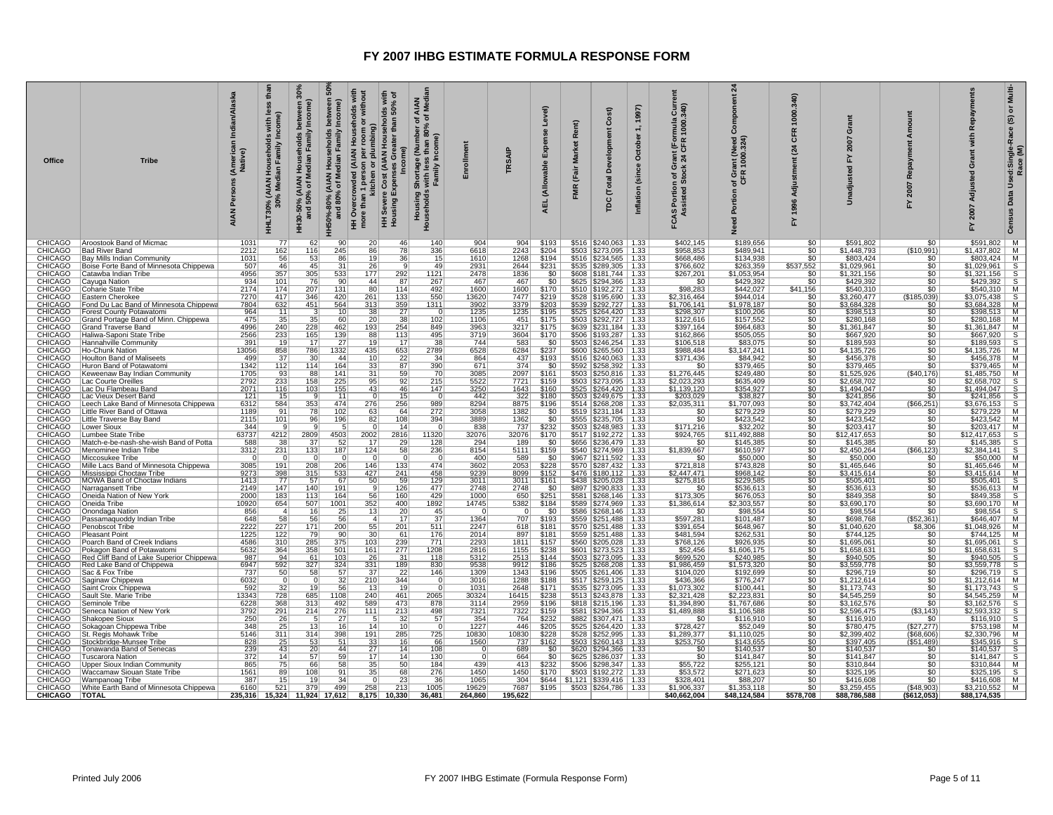# FY 2007 IHBG ESTIMATE FORMULA RESPONSE FORM

| Office | Tribe | AIAN Persons (American Indian/Alaska Native) | HHLT30% (AIAN Households with less than 30% Median Family Income) | HH30-50% (AIAN Households between 30% and 50% of Median Family Income) | HH50%-80% (AIAN Households between 50% and 80% of Median Family Income) | HH Overcrowded (AIAN Households with more than 1 person per room or without kitchen or plumbing) | HH Severe Cost (AIAN Households with Housing Expenses Greater than 50% of Income) | Housing Shortage (Number of AIAN Households with less than 80% of Median Family Income) | Enrollment | TRSAIP | AEL (Allowable Expense Level) | FMR (Fair Market Rent) | TDC (Total Development Cost) | Inflation (since October 1, 1997) | FCAS Portion of Grant (Formula Current Assisted Stock 24 CFR 1000.340) | Need Portion of Grant (Need Component 24 CFR 1000.324) | FY 1996 Adjustment (24 CFR 1000.340) | Unadjusted FY 2007 Grant | FY 2007 Repayment Amount | FY 2007 Adjusted Grant with Repayments | Census Data Used: Single-Race (S) or Multi-Race (M) |
|---|---|---|---|---|---|---|---|---|---|---|---|---|---|---|---|---|---|---|---|---|---|
| CHICAGO | Aroostook Band of Micmac | 1031 | 77 | 62 | 90 | 20 | 46 | 140 | 904 | 904 | $193 | $516 | $240,063 | 1.33 | $402,145 | $189,656 | $0 | $591,802 | $0 | $591,802 | M |
| CHICAGO | Bad River Band | 2212 | 162 | 116 | 245 | 86 | 78 | 336 | 6618 | 2243 | $204 | $503 | $273,095 | 1.33 | $958,853 | $489,941 | $0 | $1,448,793 | ($10,991) | $1,437,802 | M |
| CHICAGO | Bay Mills Indian Community | 1031 | 56 | 53 | 86 | 19 | 36 | 15 | 1610 | 1268 | $194 | $516 | $234,565 | 1.33 | $668,486 | $134,938 | $0 | $803,424 | $0 | $803,424 | M |
| CHICAGO | Boise Forte Band of Minnesota Chippewa | 507 | 46 | 45 | 31 | 26 | 9 | 49 | 2931 | 2644 | $231 | $535 | $289,305 | 1.33 | $766,602 | $263,359 | $537,552 | $1,029,961 | $0 | $1,029,961 | S |
| CHICAGO | Catawba Indian Tribe | 4956 | 357 | 305 | 533 | 177 | 292 | 1121 | 2478 | 1836 | $0 | $608 | $181,744 | 1.33 | $267,201 | $1,053,954 | $0 | $1,321,156 | $0 | $1,321,156 | S |
| CHICAGO | Cayuga Nation | 934 | 101 | 76 | 90 | 44 | 87 | 267 | 467 | 467 | $0 | $625 | $294,366 | 1.33 | $0 | $429,392 | $0 | $429,392 | $0 | $429,392 | S |
| CHICAGO | Coharie State Tribe | 2174 | 174 | 207 | 131 | 80 | 114 | 492 | 1600 | 1600 | $170 | $510 | $192,272 | 1.33 | $98,283 | $442,027 | $41,156 | $540,310 | $0 | $540,310 | M |
| CHICAGO | Eastern Cherokee | 7270 | 417 | 346 | 420 | 261 | 133 | 550 | 13620 | 7477 | $219 | $528 | $195,690 | 1.33 | $2,316,464 | $944,014 | $0 | $3,260,477 | ($185,039) | $3,075,438 | S |
| CHICAGO | Fond Du Lac Band of Minnesota Chippewa | 7804 | 632 | 451 | 564 | 313 | 359 | 1311 | 3902 | 3379 | $203 | $539 | $292,727 | 1.33 | $1,706,141 | $1,978,187 | $0 | $3,684,328 | $0 | $3,684,328 | M |
| CHICAGO | Forest County Potawatomi | 964 | 11 | 3 | 10 | 38 | 27 | 0 | 1235 | 1235 | $195 | $525 | $264,420 | 1.33 | $298,307 | $100,206 | $0 | $398,513 | $0 | $398,513 | M |
| CHICAGO | Grand Portage Band of Minn. Chippewa | 475 | 35 | 35 | 60 | 20 | 38 | 102 | 1106 | 451 | $175 | $503 | $292,727 | 1.33 | $122,616 | $157,552 | $0 | $280,168 | $0 | $280,168 | M |
| CHICAGO | Grand Traverse Band | 4996 | 240 | 228 | 462 | 193 | 254 | 849 | 3963 | 3217 | $175 | $639 | $231,184 | 1.33 | $397,164 | $964,683 | $0 | $1,361,847 | $0 | $1,361,847 | M |
| CHICAGO | Haliwa-Saponi State Tribe | 2566 | 233 | 165 | 139 | 88 | 113 | 495 | 3719 | 3604 | $170 | $506 | $193,287 | 1.33 | $162,866 | $505,055 | $0 | $667,920 | $0 | $667,920 | S |
| CHICAGO | Hannahville Community | 391 | 19 | 17 | 27 | 19 | 17 | 38 | 744 | 583 | $0 | $503 | $246,254 | 1.33 | $106,518 | $83,075 | $0 | $189,593 | $0 | $189,593 | S |
| CHICAGO | Ho-Chunk Nation | 13056 | 858 | 786 | 1332 | 435 | 653 | 2789 | 6528 | 6284 | $237 | $600 | $265,560 | 1.33 | $988,484 | $3,147,241 | $0 | $4,135,726 | $0 | $4,135,726 | M |
| CHICAGO | Houlton Band of Maliseets | 499 | 37 | 30 | 44 | 10 | 22 | 34 | 864 | 437 | $193 | $516 | $240,063 | 1.33 | $371,436 | $84,942 | $0 | $456,378 | $0 | $456,378 | M |
| CHICAGO | Huron Band of Potawatomi | 1342 | 112 | 114 | 164 | 33 | 87 | 390 | 671 | 374 | $0 | $592 | $258,392 | 1.33 | $0 | $379,465 | $0 | $379,465 | $0 | $379,465 | M |
| CHICAGO | Keweenaw Bay Indian Community | 1705 | 93 | 88 | 141 | 31 | 59 | 70 | 3085 | 2097 | $161 | $503 | $250,816 | 1.33 | $1,276,445 | $249,480 | $0 | $1,525,926 | ($40,176) | $1,485,750 | M |
| CHICAGO | Lac Courte Oreilles | 2792 | 233 | 158 | 225 | 95 | 92 | 215 | 5522 | 7721 | $159 | $503 | $273,095 | 1.33 | $2,023,293 | $635,409 | $0 | $2,658,702 | $0 | $2,658,702 | S |
| CHICAGO | Lac Du Flambeau Band | 2071 | 116 | 103 | 155 | 43 | 46 | 147 | 3250 | 1643 | $160 | $525 | $264,420 | 1.33 | $1,139,120 | $354,927 | $0 | $1,494,047 | $0 | $1,494,047 | S |
| CHICAGO | Lac Vieux Desert Band | 121 | 15 | 9 | 11 | 0 | 15 | 0 | 442 | 322 | $180 | $503 | $249,675 | 1.33 | $203,029 | $38,827 | $0 | $241,856 | $0 | $241,856 | S |
| CHICAGO | Leech Lake Band of Minnesota Chippewa | 6312 | 584 | 353 | 474 | 276 | 256 | 989 | 8294 | 8875 | $196 | $514 | $268,208 | 1.33 | $2,035,311 | $1,707,093 | $0 | $3,742,404 | ($66,251) | $3,676,153 | S |
| CHICAGO | Little River Band of Ottawa | 1189 | 91 | 78 | 102 | 63 | 64 | 272 | 3058 | 1382 | $0 | $519 | $231,184 | 1.33 | $0 | $279,229 | $0 | $279,229 | $0 | $279,229 | M |
| CHICAGO | Little Traverse Bay Band | 2115 | 101 | 96 | 196 | 82 | 108 | 394 | 3889 | 1362 | $0 | $555 | $235,705 | 1.33 | $0 | $423,542 | $0 | $423,542 | $0 | $423,542 | M |
| CHICAGO | Lower Sioux | 344 | 9 | 9 | 5 | 0 | 14 | 0 | 838 | 737 | $232 | $503 | $248,983 | 1.33 | $171,216 | $32,202 | $0 | $203,417 | $0 | $203,417 | M |
| CHICAGO | Lumbee State Tribe | 63737 | 4212 | 2809 | 4503 | 2002 | 2816 | 11320 | 32076 | 32076 | $170 | $517 | $192,272 | 1.33 | $924,765 | $11,492,888 | $0 | $12,417,653 | $0 | $12,417,653 | S |
| CHICAGO | Match-e-be-nash-she-wish Band of Potta | 588 | 38 | 37 | 52 | 17 | 29 | 128 | 294 | 189 | $0 | $656 | $236,479 | 1.33 | $0 | $145,385 | $0 | $145,385 | $0 | $145,385 | S |
| CHICAGO | Menominee Indian Tribe | 3312 | 231 | 133 | 187 | 124 | 58 | 236 | 8154 | 5111 | $159 | $540 | $274,969 | 1.33 | $1,839,667 | $610,597 | $0 | $2,450,264 | ($66,123) | $2,384,141 | S |
| CHICAGO | Miccosukee Tribe | 0 | 0 | 0 | 0 | 0 | 0 | 0 | 400 | 589 | $0 | $967 | $211,592 | 1.33 | $0 | $50,000 | $0 | $50,000 | $0 | $50,000 | M |
| CHICAGO | Mille Lacs Band of Minnesota Chippewa | 3085 | 191 | 208 | 206 | 146 | 133 | 474 | 3602 | 2053 | $228 | $570 | $287,432 | 1.33 | $721,818 | $743,828 | $0 | $1,465,646 | $0 | $1,465,646 | M |
| CHICAGO | Mississippi Choctaw Tribe | 9273 | 398 | 315 | 533 | 427 | 241 | 458 | 9239 | 8099 | $152 | $476 | $180,112 | 1.33 | $2,447,471 | $968,142 | $0 | $3,415,614 | $0 | $3,415,614 | M |
| CHICAGO | MOWA Band of Choctaw Indians | 1413 | 77 | 57 | 67 | 50 | 59 | 129 | 3011 | 3011 | $161 | $438 | $205,028 | 1.33 | $275,816 | $229,585 | $0 | $505,401 | $0 | $505,401 | S |
| CHICAGO | Narragansett Tribe | 2149 | 147 | 140 | 191 | 9 | 126 | 477 | 2748 | 2748 | $0 | $897 | $290,833 | 1.33 | $0 | $536,613 | $0 | $536,613 | $0 | $536,613 | M |
| CHICAGO | Oneida Nation of New York | 2000 | 183 | 113 | 164 | 56 | 160 | 429 | 1000 | 650 | $251 | $581 | $268,146 | 1.33 | $173,305 | $676,053 | $0 | $849,358 | $0 | $849,358 | S |
| CHICAGO | Oneida Tribe | 10920 | 654 | 507 | 1001 | 352 | 400 | 1892 | 14745 | 5382 | $184 | $589 | $274,969 | 1.33 | $1,386,614 | $2,303,557 | $0 | $3,690,170 | $0 | $3,690,170 | M |
| CHICAGO | Onondaga Nation | 856 | 4 | 16 | 25 | 13 | 20 | 45 | 0 | 0 | $0 | $586 | $268,146 | 1.33 | $0 | $98,554 | $0 | $98,554 | $0 | $98,554 | S |
| CHICAGO | Passamaquoddy Indian Tribe | 648 | 58 | 56 | 56 | 4 | 17 | 37 | 1364 | 707 | $193 | $559 | $251,488 | 1.33 | $597,281 | $101,487 | $0 | $698,768 | ($52,361) | $646,407 | M |
| CHICAGO | Penobscot Tribe | 2222 | 227 | 171 | 200 | 55 | 201 | 511 | 2247 | 618 | $181 | $570 | $251,488 | 1.33 | $391,654 | $648,967 | $0 | $1,040,620 | $8,306 | $1,048,926 | M |
| CHICAGO | Pleasant Point | 1225 | 122 | 79 | 90 | 30 | 61 | 176 | 2014 | 897 | $181 | $559 | $251,488 | 1.33 | $481,594 | $262,531 | $0 | $744,125 | $0 | $744,125 | M |
| CHICAGO | Poarch Band of Creek Indians | 4586 | 310 | 285 | 375 | 103 | 239 | 771 | 2293 | 1811 | $157 | $560 | $205,028 | 1.33 | $768,126 | $926,935 | $0 | $1,695,061 | $0 | $1,695,061 | S |
| CHICAGO | Pokagon Band of Potawatomi | 5632 | 364 | 358 | 501 | 161 | 277 | 1208 | 2816 | 1155 | $238 | $601 | $273,523 | 1.33 | $52,456 | $1,606,175 | $0 | $1,658,631 | $0 | $1,658,631 | S |
| CHICAGO | Red Cliff Band of Lake Superior Chippewa | 987 | 94 | 61 | 103 | 26 | 31 | 118 | 5312 | 2513 | $144 | $503 | $273,095 | 1.33 | $699,520 | $240,985 | $0 | $940,505 | $0 | $940,505 | S |
| CHICAGO | Red Lake Band of Chippewa | 6947 | 592 | 327 | 324 | 331 | 189 | 830 | 9538 | 9912 | $186 | $525 | $268,208 | 1.33 | $1,986,459 | $1,573,320 | $0 | $3,559,778 | $0 | $3,559,778 | S |
| CHICAGO | Sac & Fox Tribe | 737 | 50 | 58 | 57 | 37 | 22 | 146 | 1309 | 1343 | $196 | $505 | $261,406 | 1.33 | $104,020 | $192,699 | $0 | $296,719 | $0 | $296,719 | S |
| CHICAGO | Saginaw Chippewa | 6032 | 0 | 0 | 32 | 210 | 344 | 0 | 3016 | 1288 | $188 | $517 | $259,125 | 1.33 | $436,366 | $776,247 | $0 | $1,212,614 | $0 | $1,212,614 | M |
| CHICAGO | Saint Croix Chippewa | 592 | 32 | 19 | 56 | 13 | 19 | 0 | 1031 | 2648 | $171 | $535 | $273,095 | 1.33 | $1,073,302 | $100,441 | $0 | $1,173,743 | $0 | $1,173,743 | S |
| CHICAGO | Sault Ste. Marie Tribe | 13343 | 728 | 685 | 1108 | 240 | 461 | 2065 | 30324 | 16415 | $238 | $513 | $251,878 | 1.33 | $2,321,428 | $2,223,831 | $0 | $4,545,259 | $0 | $4,545,259 | M |
| CHICAGO | Seminole Tribe | 6228 | 368 | 313 | 492 | 589 | 473 | 878 | 3114 | 2959 | $196 | $818 | $215,196 | 1.33 | $1,394,890 | $1,767,686 | $0 | $3,162,576 | $0 | $3,162,576 | S |
| CHICAGO | Seneca Nation of New York | 3792 | 291 | 214 | 276 | 111 | 213 | 498 | 7321 | 7322 | $159 | $581 | $294,366 | 1.33 | $1,489,888 | $1,106,588 | $0 | $2,596,475 | ($3,143) | $2,593,332 | S |
| CHICAGO | Shakopee Sioux | 250 | 26 | 5 | 27 | 5 | 32 | 57 | 354 | 764 | $232 | $882 | $307,471 | 1.33 | $0 | $116,910 | $0 | $116,910 | $0 | $116,910 | S |
| CHICAGO | Sokagoan Chippewa Tribe | 348 | 25 | 13 | 16 | 14 | 10 | 0 | 1227 | 446 | $205 | $525 | $264,420 | 1.33 | $728,427 | $52,049 | $0 | $780,475 | ($27,277) | $753,198 | M |
| CHICAGO | St. Regis Mohawk Tribe | 5146 | 311 | 314 | 398 | 191 | 285 | 725 | 10830 | 10830 | $228 | $528 | $252,995 | 1.33 | $1,289,377 | $1,110,025 | $0 | $2,399,402 | ($68,606) | $2,330,796 | M |
| CHICAGO | Stockbridge-Munsee Tribe | 828 | 25 | 53 | 51 | 33 | 16 | 66 | 1560 | 737 | $162 | $503 | $260,143 | 1.33 | $253,750 | $143,655 | $0 | $397,405 | ($51,489) | $345,916 | S |
| CHICAGO | Tonawanda Band of Senecas | 239 | 43 | 20 | 44 | 27 | 14 | 108 | 0 | 689 | $0 | $620 | $294,366 | 1.33 | $0 | $140,537 | $0 | $140,537 | $0 | $140,537 | S |
| CHICAGO | Tuscarora Nation | 372 | 14 | 57 | 59 | 17 | 14 | 130 | 0 | 664 | $0 | $625 | $286,037 | 1.33 | $0 | $141,847 | $0 | $141,847 | $0 | $141,847 | S |
| CHICAGO | Upper Sioux Indian Community | 865 | 75 | 66 | 58 | 35 | 50 | 184 | 439 | 413 | $232 | $506 | $298,347 | 1.33 | $55,722 | $255,121 | $0 | $310,844 | $0 | $310,844 | M |
| CHICAGO | Waccamaw Siouan State Tribe | 1561 | 89 | 108 | 91 | 35 | 68 | 276 | 1450 | 1450 | $170 | $503 | $192,272 | 1.33 | $53,572 | $271,623 | $0 | $325,195 | $0 | $325,195 | S |
| CHICAGO | Wampanoag Tribe | 387 | 15 | 19 | 34 | 0 | 23 | 36 | 1065 | 304 | $644 | $1,121 | $339,416 | 1.33 | $328,401 | $88,207 | $0 | $416,608 | $0 | $416,608 | M |
| CHICAGO | White Earth Band of Minnesota Chippewa | 6160 | 521 | 379 | 499 | 258 | 213 | 1005 | 19629 | 7687 | $195 | $503 | $264,786 | 1.33 | $1,906,337 | $1,353,118 | $0 | $3,259,455 | ($48,903) | $3,210,552 | M |
| **CHICAGO** | **TOTAL** | **235,316** | **15,324** | **11,924** | **17,612** | **8,175** | **10,330** | **36,481** | **264,860** | **195,622** | | | | | **$40,662,004** | **$48,124,584** | **$578,708** | **$88,786,588** | **($612,053)** | **$88,174,535** | |

Printed July 2006 | FY 2007 IHBG Estimate (Formula Response Form)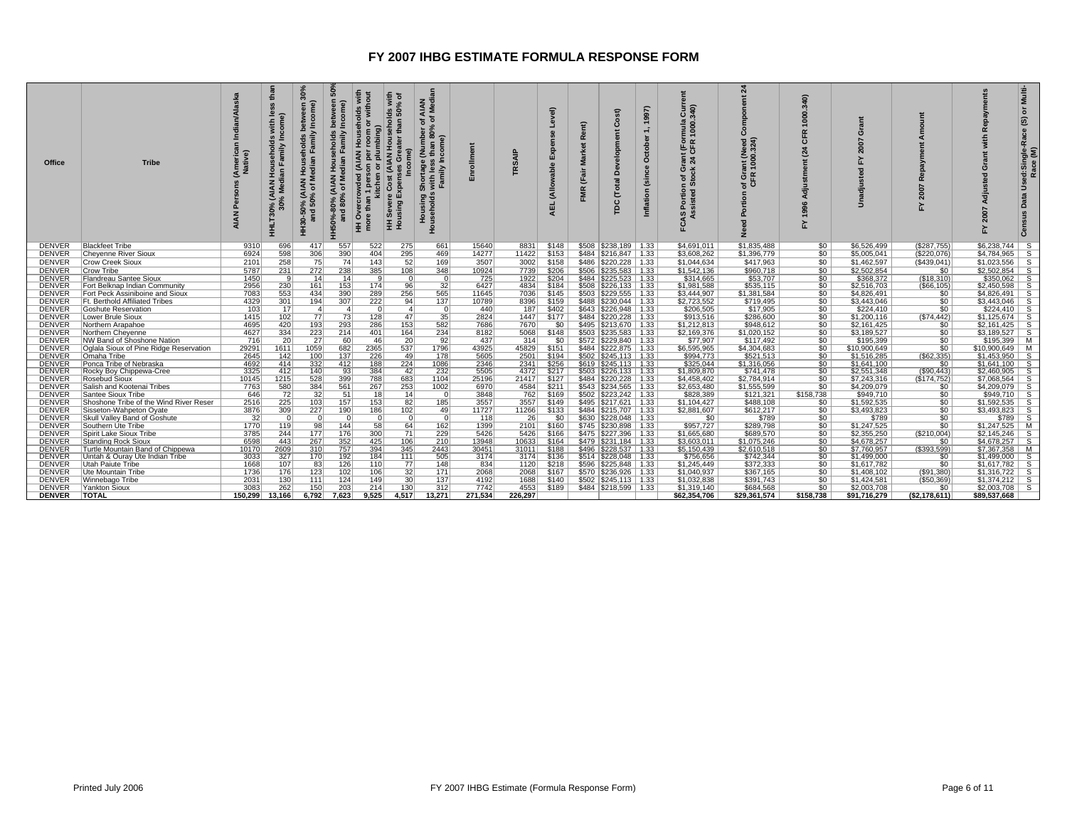# FY 2007 IHBG ESTIMATE FORMULA RESPONSE FORM

| Office | Tribe | AIAN Persons (American Indian/Alaska Native) | HHLT30% (AIAN Households with less than 30% Median Family Income) | HH30-50% (AIAN Households between 30% and 50% of Median Family Income) | HH50%-80% (AIAN Households between 50% and 80% of Median Family Income) | HH Overcrowded (AIAN Households with more than 1 person per room or without kitchen or plumbing) | HH Severe Cost (AIAN Households with Housing Expenses Greater than 50% of Income) | Housing Shortage (Number of AIAN Households with less than 80% of Median Family Income) | Enrollment | TRSAIP | AEL (Allowable Expense Level) | FMR (Fair Market Rent) | TDC (Total Development Cost) | Inflation (since October 1, 1997) | FCAS Portion of Grant (Formula Current Assisted Stock 24 CFR 1000.340) | Need Portion of Grant (Need Component 24 CFR 1000.324) | FY 1996 Adjustment (24 CFR 1000.340) | Unadjusted FY 2007 Grant | FY 2007 Repayment Amount | FY 2007 Adjusted Grant with Repayments | Census Data Used: Single-Race (S) or Multi-Race (M) |
|---|---|---|---|---|---|---|---|---|---|---|---|---|---|---|---|---|---|---|---|---|---|
| DENVER | Blackfeet Tribe | 9310 | 696 | 417 | 557 | 522 | 275 | 661 | 15640 | 8831 | $148 | $508 | $238,189 | 1.33 | $4,691,011 | $1,835,488 | $0 | $6,526,499 | ($287,755) | $6,238,744 | S |
| DENVER | Cheyenne River Sioux | 6924 | 598 | 306 | 390 | 404 | 295 | 469 | 14277 | 11422 | $153 | $484 | $216,847 | 1.33 | $3,608,262 | $1,396,779 | $0 | $5,005,041 | ($220,076) | $4,784,965 | S |
| DENVER | Crow Creek Sioux | 2101 | 258 | 75 | 74 | 143 | 52 | 169 | 3507 | 3002 | $158 | $486 | $220,228 | 1.33 | $1,044,634 | $417,963 | $0 | $1,462,597 | ($439,041) | $1,023,556 | S |
| DENVER | Crow Tribe | 5787 | 231 | 272 | 238 | 385 | 108 | 348 | 10924 | 7739 | $206 | $506 | $235,583 | 1.33 | $1,542,136 | $960,718 | $0 | $2,502,854 | $0 | $2,502,854 | S |
| DENVER | Flandreau Santee Sioux | 1450 | 9 | 14 | 14 | 9 | 0 | 0 | 725 | 1922 | $204 | $484 | $225,523 | 1.33 | $314,665 | $53,707 | $0 | $368,372 | ($18,310) | $350,062 | S |
| DENVER | Fort Belknap Indian Community | 2956 | 230 | 161 | 153 | 174 | 96 | 32 | 6427 | 4834 | $184 | $508 | $226,133 | 1.33 | $1,981,588 | $535,115 | $0 | $2,516,703 | ($66,105) | $2,450,598 | S |
| DENVER | Fort Peck Assiniboine and Sioux | 7083 | 553 | 434 | 390 | 289 | 256 | 565 | 11645 | 7036 | $145 | $503 | $229,555 | 1.33 | $3,444,907 | $1,381,584 | $0 | $4,826,491 | $0 | $4,826,491 | S |
| DENVER | Ft. Berthold Affiliated Tribes | 4329 | 301 | 194 | 307 | 222 | 94 | 137 | 10789 | 8396 | $159 | $488 | $230,044 | 1.33 | $2,723,552 | $719,495 | $0 | $3,443,046 | $0 | $3,443,046 | S |
| DENVER | Goshute Reservation | 103 | 17 | 4 | 4 | 0 | 4 | 0 | 440 | 187 | $402 | $643 | $226,948 | 1.33 | $206,505 | $17,905 | $0 | $224,410 | $0 | $224,410 | S |
| DENVER | Lower Brule Sioux | 1415 | 102 | 77 | 73 | 128 | 47 | 35 | 2824 | 1447 | $177 | $484 | $220,228 | 1.33 | $913,516 | $286,600 | $0 | $1,200,116 | ($74,442) | $1,125,674 | S |
| DENVER | Northern Arapahoe | 4695 | 420 | 193 | 293 | 286 | 153 | 582 | 7686 | 7670 | $0 | $495 | $213,670 | 1.33 | $1,212,813 | $948,612 | $0 | $2,161,425 | $0 | $2,161,425 | S |
| DENVER | Northern Cheyenne | 4627 | 334 | 223 | 214 | 401 | 164 | 234 | 8182 | 5068 | $148 | $503 | $235,583 | 1.33 | $2,169,376 | $1,020,152 | $0 | $3,189,527 | $0 | $3,189,527 | S |
| DENVER | NW Band of Shoshone Nation | 716 | 20 | 27 | 60 | 46 | 20 | 92 | 437 | 314 | $0 | $572 | $229,840 | 1.33 | $77,907 | $117,492 | $0 | $195,399 | $0 | $195,399 | M |
| DENVER | Oglala Sioux of Pine Ridge Reservation | 29291 | 1611 | 1059 | 682 | 2365 | 537 | 1796 | 43925 | 45829 | $151 | $484 | $222,875 | 1.33 | $6,595,965 | $4,304,683 | $0 | $10,900,649 | $0 | $10,900,649 | M |
| DENVER | Omaha Tribe | 2645 | 142 | 100 | 137 | 226 | 49 | 178 | 5605 | 2501 | $194 | $502 | $245,113 | 1.33 | $994,773 | $521,513 | $0 | $1,516,285 | ($62,335) | $1,453,950 | S |
| DENVER | Ponca Tribe of Nebraska | 4692 | 414 | 332 | 412 | 188 | 224 | 1086 | 2346 | 2341 | $256 | $619 | $245,113 | 1.33 | $325,044 | $1,316,056 | $0 | $1,641,100 | $0 | $1,641,100 | S |
| DENVER | Rocky Boy Chippewa-Cree | 3325 | 412 | 140 | 93 | 384 | 42 | 232 | 5505 | 4372 | $217 | $503 | $226,133 | 1.33 | $1,809,870 | $741,478 | $0 | $2,551,348 | ($90,443) | $2,460,905 | S |
| DENVER | Rosebud Sioux | 10145 | 1215 | 528 | 399 | 788 | 683 | 1104 | 25196 | 21417 | $127 | $484 | $220,914 | 1.33 | $4,458,402 | $2,784,914 | $0 | $7,243,316 | ($174,752) | $7,068,564 | S |
| DENVER | Salish and Kootenai Tribes | 7763 | 580 | 384 | 561 | 267 | 253 | 1002 | 6970 | 4584 | $211 | $543 | $234,565 | 1.33 | $2,653,480 | $1,555,599 | $0 | $4,209,079 | $0 | $4,209,079 | S |
| DENVER | Santee Sioux Tribe | 646 | 72 | 32 | 51 | 18 | 14 | 0 | 3848 | 762 | $169 | $502 | $223,242 | 1.33 | $828,389 | $121,321 | $158,738 | $949,710 | $0 | $949,710 | S |
| DENVER | Shoshone Tribe of the Wind River Reser | 2516 | 225 | 103 | 157 | 153 | 82 | 185 | 3557 | 3557 | $149 | $495 | $217,621 | 1.33 | $1,104,427 | $488,108 | $0 | $1,592,535 | $0 | $1,592,535 | S |
| DENVER | Sisseton-Wahpeton Oyate | 3876 | 309 | 227 | 190 | 186 | 102 | 49 | 11727 | 11266 | $133 | $484 | $215,707 | 1.33 | $2,881,607 | $612,217 | $0 | $3,493,823 | $0 | $3,493,823 | S |
| DENVER | Skull Valley Band of Goshute | 32 | 0 | 0 | 0 | 0 | 0 | 0 | 118 | 26 | $0 | $630 | $228,048 | 1.33 | $0 | $789 | $0 | $789 | $0 | $789 | S |
| DENVER | Southern Ute Tribe | 1770 | 119 | 98 | 144 | 58 | 64 | 162 | 1399 | 2101 | $160 | $745 | $230,898 | 1.33 | $957,727 | $289,798 | $0 | $1,247,525 | $0 | $1,247,525 | M |
| DENVER | Spirit Lake Sioux Tribe | 3785 | 244 | 177 | 176 | 300 | 71 | 229 | 5426 | 5426 | $166 | $475 | $227,396 | 1.33 | $1,665,680 | $689,570 | $0 | $2,355,250 | ($210,004) | $2,145,246 | S |
| DENVER | Standing Rock Sioux | 6598 | 443 | 267 | 352 | 425 | 106 | 210 | 13948 | 10633 | $164 | $479 | $231,184 | 1.33 | $3,603,011 | $1,075,246 | $0 | $4,678,257 | $0 | $4,678,257 | S |
| DENVER | Turtle Mountain Band of Chippewa | 10170 | 2609 | 310 | 757 | 394 | 345 | 2443 | 30451 | 31011 | $188 | $496 | $228,537 | 1.33 | $5,150,439 | $2,610,518 | $0 | $7,760,957 | ($393,599) | $7,367,358 | M |
| DENVER | Uintah & Ouray Ute Indian Tribe | 3033 | 327 | 170 | 192 | 184 | 111 | 505 | 3174 | 3174 | $136 | $514 | $228,048 | 1.33 | $756,656 | $742,344 | $0 | $1,499,000 | $0 | $1,499,000 | S |
| DENVER | Utah Paiute Tribe | 1668 | 107 | 83 | 126 | 110 | 77 | 148 | 834 | 1120 | $218 | $596 | $225,848 | 1.33 | $1,245,449 | $372,333 | $0 | $1,617,782 | $0 | $1,617,782 | S |
| DENVER | Ute Mountain Tribe | 1736 | 176 | 123 | 102 | 106 | 32 | 171 | 2068 | 2068 | $167 | $570 | $236,926 | 1.33 | $1,040,937 | $367,165 | $0 | $1,408,102 | ($91,380) | $1,316,722 | S |
| DENVER | Winnebago Tribe | 2031 | 130 | 111 | 124 | 149 | 30 | 137 | 4192 | 1688 | $140 | $502 | $245,113 | 1.33 | $1,032,838 | $391,743 | $0 | $1,424,581 | ($50,369) | $1,374,212 | S |
| DENVER | Yankton Sioux | 3083 | 262 | 150 | 203 | 214 | 130 | 312 | 7742 | 4553 | $189 | $484 | $218,599 | 1.33 | $1,319,140 | $684,568 | $0 | $2,003,708 | $0 | $2,003,708 | S |
| DENVER | TOTAL | 150,299 | 13,166 | 6,792 | 7,623 | 9,525 | 4,517 | 13,271 | 271,534 | 226,297 | | | | | $62,354,706 | $29,361,574 | $158,738 | $91,716,279 | ($2,178,611) | $89,537,668 | |

Printed July 2006

FY 2007 IHBG Estimate (Formula Response Form)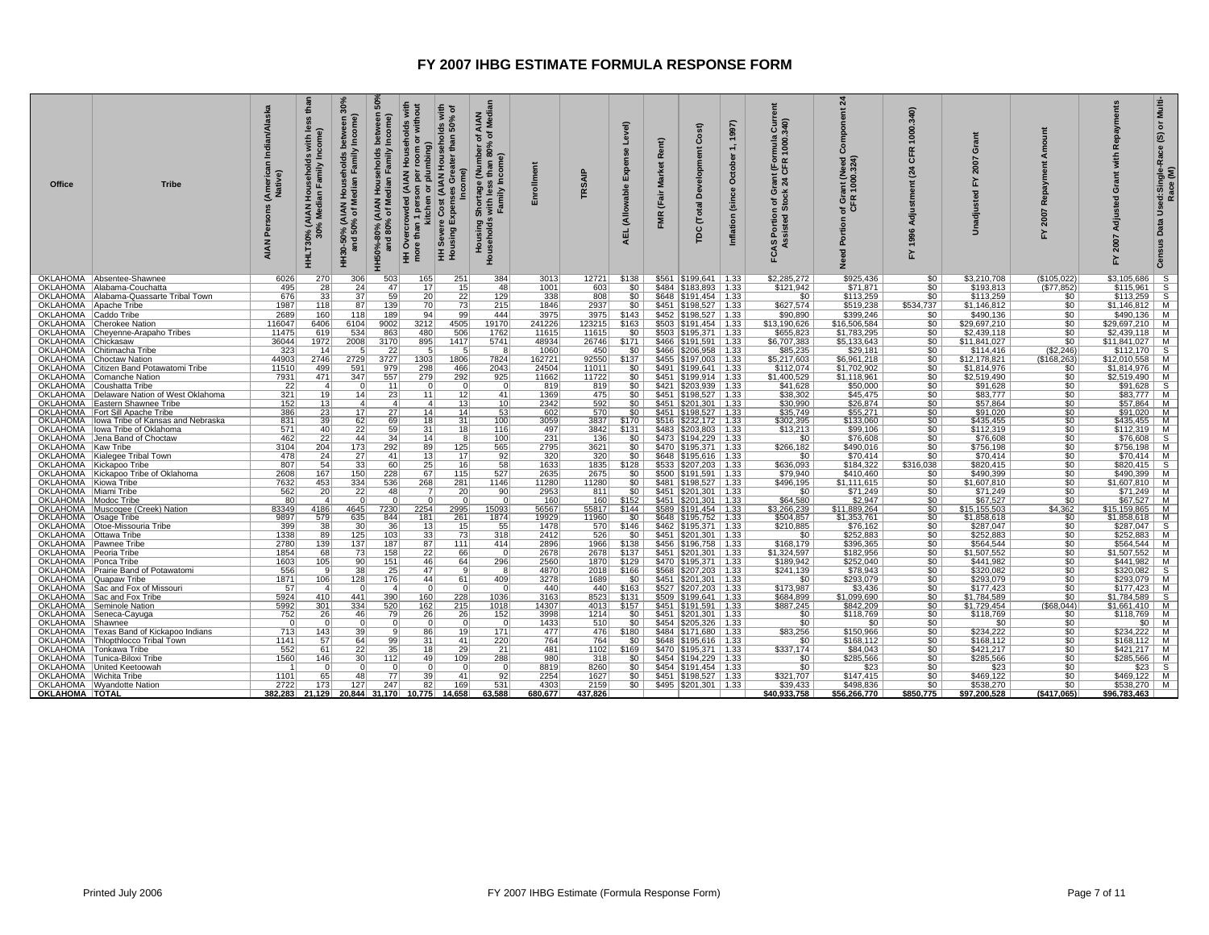# FY 2007 IHBG ESTIMATE FORMULA RESPONSE FORM

| Office | Tribe | AIAN Persons (American Indian/Alaska Native) | HHLT30% (AIAN Households with less than 30% Median Family Income) | HH30-50% (AIAN Households between 30% and 50% of Median Family Income) | HH50%-80% (AIAN Households between 50% and 80% of Median Family Income) | HH Overcrowded (AIAN Households with more than 1 person per room or without kitchen or plumbing) | HH Severe Cost (AIAN Households with Housing Expenses Greater than 50% of Income) | Housing Shortage (Number of AIAN Households with less than 80% of Median Family Income) | Enrollment | TRSAIP | AEL (Allowable Expense Level) | FMR (Fair Market Rent) | TDC (Total Development Cost) | Inflation (since October 1, 1997) | FCAS Portion of Grant (Formula Current Assisted Stock 24 CFR 1000.340) | Need Portion of Grant (Need Component 24 CFR 1000.324) | FY 1996 Adjustment (24 CFR 1000.340) | Unadjusted FY 2007 Grant | FY 2007 Repayment Amount | FY 2007 Adjusted Grant with Repayments | Census Data Used: Single-Race (S) or Multi-Race (M) |
|---|---|---|---|---|---|---|---|---|---|---|---|---|---|---|---|---|---|---|---|---|---|
| OKLAHOMA | Absentee-Shawnee | 6026 | 270 | 306 | 503 | 165 | 251 | 384 | 3013 | 12721 | $138 | $561 | $199,641 | 1.33 | $2,285,272 | $925,436 | $0 | $3,210,708 | ($105,022) | $3,105,686 | S |
| OKLAHOMA | Alabama-Couchatta | 495 | 28 | 24 | 47 | 17 | 15 | 48 | 1001 | 603 | $0 | $484 | $183,893 | 1.33 | $121,942 | $71,871 | $0 | $193,813 | ($77,852) | $115,961 | S |
| OKLAHOMA | Alabama-Quassarte Tribal Town | 676 | 33 | 37 | 59 | 20 | 22 | 129 | 338 | 808 | $0 | $648 | $191,454 | 1.33 | $0 | $113,259 | $0 | $113,259 | $0 | $113,259 | S |
| OKLAHOMA | Apache Tribe | 1987 | 118 | 87 | 139 | 70 | 73 | 215 | 1846 | 2937 | $0 | $451 | $198,527 | 1.33 | $627,574 | $519,238 | $534,737 | $1,146,812 | $0 | $1,146,812 | M |
| OKLAHOMA | Caddo Tribe | 2689 | 160 | 118 | 189 | 94 | 99 | 444 | 3975 | 3975 | $143 | $452 | $198,527 | 1.33 | $90,890 | $399,246 | $0 | $490,136 | $0 | $490,136 | M |
| OKLAHOMA | Cherokee Nation | 116047 | 6406 | 6104 | 9002 | 3212 | 4505 | 19170 | 241226 | 123215 | $163 | $503 | $191,454 | 1.33 | $13,190,626 | $16,506,584 | $0 | $29,697,210 | $0 | $29,697,210 | M |
| OKLAHOMA | Cheyenne-Arapaho Tribes | 11475 | 619 | 534 | 863 | 480 | 506 | 1762 | 11615 | 11615 | $0 | $503 | $195,371 | 1.33 | $655,823 | $1,783,295 | $0 | $2,439,118 | $0 | $2,439,118 | M |
| OKLAHOMA | Chickasaw | 36044 | 1972 | 2008 | 3170 | 895 | 1417 | 5741 | 48934 | 26746 | $171 | $466 | $191,591 | 1.33 | $6,707,383 | $5,133,643 | $0 | $11,841,027 | $0 | $11,841,027 | M |
| OKLAHOMA | Chitimacha Tribe | 323 | 14 | 5 | 22 | 5 | 5 | 8 | 1060 | 450 | $0 | $466 | $206,958 | 1.33 | $85,235 | $29,181 | $0 | $114,416 | ($2,246) | $112,170 | S |
| OKLAHOMA | Choctaw Nation | 44903 | 2746 | 2729 | 3727 | 1303 | 1806 | 7824 | 162721 | 92550 | $137 | $455 | $197,003 | 1.33 | $5,217,603 | $6,961,218 | $0 | $12,178,821 | ($168,263) | $12,010,558 | M |
| OKLAHOMA | Citizen Band Potawatomi Tribe | 11510 | 499 | 591 | 979 | 298 | 466 | 2043 | 24504 | 11011 | $0 | $491 | $199,641 | 1.33 | $112,074 | $1,702,902 | $0 | $1,814,976 | $0 | $1,814,976 | M |
| OKLAHOMA | Comanche Nation | 7931 | 471 | 347 | 557 | 279 | 292 | 925 | 11662 | 11722 | $0 | $451 | $199,914 | 1.33 | $1,400,529 | $1,118,961 | $0 | $2,519,490 | $0 | $2,519,490 | M |
| OKLAHOMA | Coushatta Tribe | 22 | 4 | 0 | 11 | 0 | 0 | 0 | 819 | 819 | $0 | $421 | $203,939 | 1.33 | $41,628 | $50,000 | $0 | $91,628 | $0 | $91,628 | S |
| OKLAHOMA | Delaware Nation of West Oklahoma | 321 | 19 | 14 | 23 | 11 | 12 | 41 | 1369 | 475 | $0 | $451 | $198,527 | 1.33 | $38,302 | $45,475 | $0 | $83,777 | $0 | $83,777 | M |
| OKLAHOMA | Eastern Shawnee Tribe | 152 | 13 | 4 | 4 | 4 | 13 | 10 | 2342 | 592 | $0 | $451 | $201,301 | 1.33 | $30,990 | $26,874 | $0 | $57,864 | $0 | $57,864 | M |
| OKLAHOMA | Fort Sill Apache Tribe | 386 | 23 | 17 | 27 | 14 | 14 | 53 | 602 | 570 | $0 | $451 | $198,527 | 1.33 | $35,749 | $55,271 | $0 | $91,020 | $0 | $91,020 | M |
| OKLAHOMA | Iowa Tribe of Kansas and Nebraska | 831 | 39 | 62 | 69 | 18 | 31 | 100 | 3059 | 3837 | $170 | $516 | $232,172 | 1.33 | $302,395 | $133,060 | $0 | $435,455 | $0 | $435,455 | M |
| OKLAHOMA | Iowa Tribe of Oklahoma | 571 | 40 | 22 | 59 | 31 | 18 | 116 | 497 | 3842 | $131 | $483 | $203,803 | 1.33 | $13,213 | $99,106 | $0 | $112,319 | $0 | $112,319 | M |
| OKLAHOMA | Jena Band of Choctaw | 462 | 22 | 44 | 34 | 14 | 8 | 100 | 231 | 136 | $0 | $473 | $194,229 | 1.33 | $0 | $76,608 | $0 | $76,608 | $0 | $76,608 | S |
| OKLAHOMA | Kaw Tribe | 3104 | 204 | 173 | 292 | 89 | 125 | 565 | 2795 | 3621 | $0 | $470 | $195,371 | 1.33 | $266,182 | $490,016 | $0 | $756,198 | $0 | $756,198 | M |
| OKLAHOMA | Kialegee Tribal Town | 478 | 24 | 27 | 41 | 13 | 17 | 92 | 320 | 320 | $0 | $648 | $195,616 | 1.33 | $0 | $70,414 | $0 | $70,414 | $0 | $70,414 | M |
| OKLAHOMA | Kickapoo Tribe | 807 | 54 | 33 | 60 | 25 | 16 | 58 | 1633 | 1835 | $128 | $533 | $207,203 | 1.33 | $636,093 | $184,322 | $316,038 | $820,415 | $0 | $820,415 | S |
| OKLAHOMA | Kickapoo Tribe of Oklahoma | 2608 | 167 | 150 | 228 | 67 | 115 | 527 | 2635 | 2675 | $0 | $500 | $191,591 | 1.33 | $79,940 | $410,460 | $0 | $490,399 | $0 | $490,399 | M |
| OKLAHOMA | Kiowa Tribe | 7632 | 453 | 334 | 536 | 268 | 281 | 1146 | 11280 | 11280 | $0 | $481 | $198,527 | 1.33 | $496,195 | $1,111,615 | $0 | $1,607,810 | $0 | $1,607,810 | M |
| OKLAHOMA | Miami Tribe | 562 | 20 | 22 | 48 | 7 | 20 | 90 | 2953 | 811 | $0 | $451 | $201,301 | 1.33 | $0 | $71,249 | $0 | $71,249 | $0 | $71,249 | M |
| OKLAHOMA | Modoc Tribe | 80 | 4 | 0 | 0 | 0 | 0 | 0 | 160 | 160 | $152 | $451 | $201,301 | 1.33 | $64,580 | $2,947 | $0 | $67,527 | $0 | $67,527 | M |
| OKLAHOMA | Muscogee (Creek) Nation | 83349 | 4186 | 4645 | 7230 | 2254 | 2995 | 15093 | 56567 | 55817 | $144 | $589 | $191,454 | 1.33 | $3,266,239 | $11,889,264 | $0 | $15,155,503 | $4,362 | $15,159,865 | M |
| OKLAHOMA | Osage Tribe | 9897 | 579 | 635 | 844 | 181 | 261 | 1874 | 19929 | 11960 | $0 | $648 | $195,752 | 1.33 | $504,857 | $1,353,761 | $0 | $1,858,618 | $0 | $1,858,618 | M |
| OKLAHOMA | Otoe-Missouria Tribe | 399 | 38 | 30 | 36 | 13 | 15 | 55 | 1478 | 570 | $146 | $462 | $195,371 | 1.33 | $210,885 | $76,162 | $0 | $287,047 | $0 | $287,047 | S |
| OKLAHOMA | Ottawa Tribe | 1338 | 89 | 125 | 103 | 33 | 73 | 318 | 2412 | 526 | $0 | $451 | $201,301 | 1.33 | $0 | $252,883 | $0 | $252,883 | $0 | $252,883 | M |
| OKLAHOMA | Pawnee Tribe | 2780 | 139 | 137 | 187 | 87 | 111 | 414 | 2896 | 1966 | $138 | $456 | $196,758 | 1.33 | $168,179 | $396,365 | $0 | $564,544 | $0 | $564,544 | M |
| OKLAHOMA | Peoria Tribe | 1854 | 68 | 73 | 158 | 22 | 66 | 0 | 2678 | 2678 | $137 | $451 | $201,301 | 1.33 | $1,324,597 | $182,956 | $0 | $1,507,552 | $0 | $1,507,552 | M |
| OKLAHOMA | Ponca Tribe | 1603 | 105 | 90 | 151 | 46 | 64 | 296 | 2560 | 1870 | $129 | $470 | $195,371 | 1.33 | $189,942 | $252,040 | $0 | $441,982 | $0 | $441,982 | M |
| OKLAHOMA | Prairie Band of Potawatomi | 556 | 9 | 38 | 25 | 47 | 9 | 8 | 4870 | 2018 | $166 | $568 | $207,203 | 1.33 | $241,139 | $78,943 | $0 | $320,082 | $0 | $320,082 | S |
| OKLAHOMA | Quapaw Tribe | 1871 | 106 | 128 | 176 | 44 | 61 | 409 | 3278 | 1689 | $0 | $451 | $201,301 | 1.33 | $0 | $293,079 | $0 | $293,079 | $0 | $293,079 | M |
| OKLAHOMA | Sac and Fox of Missouri | 57 | 4 | 0 | 4 | 0 | 0 | 0 | 440 | 440 | $163 | $527 | $207,203 | 1.33 | $173,987 | $3,436 | $0 | $177,423 | $0 | $177,423 | M |
| OKLAHOMA | Sac and Fox Tribe | 5924 | 410 | 441 | 390 | 160 | 228 | 1036 | 3163 | 8523 | $131 | $509 | $199,641 | 1.33 | $684,899 | $1,099,690 | $0 | $1,784,589 | $0 | $1,784,589 | S |
| OKLAHOMA | Seminole Nation | 5992 | 301 | 334 | 520 | 162 | 215 | 1018 | 14307 | 4013 | $157 | $451 | $191,591 | 1.33 | $887,245 | $842,209 | $0 | $1,729,454 | ($68,044) | $1,661,410 | M |
| OKLAHOMA | Seneca-Cayuga | 752 | 26 | 46 | 79 | 26 | 26 | 152 | 3998 | 1214 | $0 | $451 | $201,301 | 1.33 | $0 | $118,769 | $0 | $118,769 | $0 | $118,769 | M |
| OKLAHOMA | Shawnee | 0 | 0 | 0 | 0 | 0 | 0 | 0 | 1433 | 510 | $0 | $454 | $205,326 | 1.33 | $0 | $0 | $0 | $0 | $0 | $0 | M |
| OKLAHOMA | Texas Band of Kickapoo Indians | 713 | 143 | 39 | 9 | 86 | 19 | 171 | 477 | 476 | $180 | $484 | $171,680 | 1.33 | $83,256 | $150,966 | $0 | $234,222 | $0 | $234,222 | M |
| OKLAHOMA | Thlopthlocco Tribal Town | 1141 | 57 | 64 | 99 | 31 | 41 | 220 | 764 | 764 | $0 | $648 | $195,616 | 1.33 | $0 | $168,112 | $0 | $168,112 | $0 | $168,112 | M |
| OKLAHOMA | Tonkawa Tribe | 552 | 61 | 22 | 35 | 18 | 29 | 21 | 481 | 1102 | $169 | $470 | $195,371 | 1.33 | $337,174 | $84,043 | $0 | $421,217 | $0 | $421,217 | M |
| OKLAHOMA | Tunica-Biloxi Tribe | 1560 | 146 | 30 | 112 | 49 | 109 | 288 | 980 | 318 | $0 | $454 | $194,229 | 1.33 | $0 | $285,566 | $0 | $285,566 | $0 | $285,566 | M |
| OKLAHOMA | United Keetoowah | 1 | 0 | 0 | 0 | 0 | 0 | 0 | 8819 | 8260 | $0 | $454 | $191,454 | 1.33 | $0 | $23 | $0 | $23 | $0 | $23 | S |
| OKLAHOMA | Wichita Tribe | 1101 | 65 | 48 | 77 | 39 | 41 | 92 | 2254 | 1627 | $0 | $451 | $198,527 | 1.33 | $321,707 | $147,415 | $0 | $469,122 | $0 | $469,122 | M |
| OKLAHOMA | Wyandotte Nation | 2722 | 173 | 127 | 247 | 82 | 169 | 531 | 4303 | 2159 | $0 | $495 | $201,301 | 1.33 | $39,433 | $498,836 | $0 | $538,270 | $0 | $538,270 | M |
| OKLAHOMA | TOTAL | 382,283 | 21,129 | 20,844 | 31,170 | 10,775 | 14,658 | 63,588 | 680,677 | 437,826 | | | | | $40,933,758 | $56,266,770 | $850,775 | $97,200,528 | ($417,065) | $96,783,463 | |

Printed July 2006 — FY 2007 IHBG Estimate (Formula Response Form)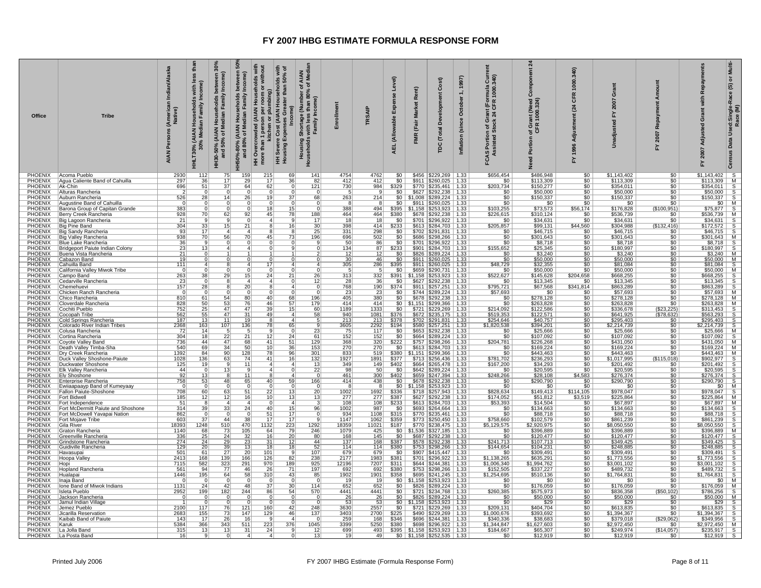# FY 2007 IHBG ESTIMATE FORMULA RESPONSE FORM

| Office | Tribe | AIAN Persons (American Indian/Alaska Native) | HHLT30% (AIAN Households with less than 30% Median Family Income) | HH30-50% (AIAN Households between 30% and 50% of Median Family Income) | HH50%-80% (AIAN Households between 50% and 80% of Median Family Income) | HH Overcrowded (AIAN Households with more than 1 person per room or without kitchen or plumbing) | HH Severe Cost (AIAN Households with Housing Expenses Greater than 50% of Income) | Housing Shortage (Number of AIAN Households with less than 80% of Median Family Income) | Enrollment | TRSAIP | AEL (Allowable Expense Level) | FMR (Fair Market Rent) | TDC (Total Development Cost) | Inflation (since October 1, 1997) | FCAS Portion of Grant (Formula Current Assisted Stock 24 CFR 1000.340) | Need Portion of Grant (Need Component 24 CFR 1000.324) | FY 1996 Adjustment (24 CFR 1000.340) | Unadjusted FY 2007 Grant | FY 2007 Repayment Amount | FY 2007 Adjusted Grant with Repayments | Census Data Used: Single-Race (S) or Multi-Race (M) |
|---|---|---|---|---|---|---|---|---|---|---|---|---|---|---|---|---|---|---|---|---|---|
| PHOENIX | Acoma Pueblo | 2930 | 112 | 75 | 159 | 215 | 69 | 141 | 4754 | 4762 | $0 | $456 | $229,269 | 1.33 | $656,454 | $486,948 | $0 | $1,143,402 | $0 | $1,143,402 | S |
| PHOENIX | Agua Caliente Band of Cahuilla | 297 | 36 | 17 | 29 | 17 | 36 | 82 | 412 | 412 | $0 | $911 | $260,025 | 1.33 | $0 | $113,309 | $0 | $113,309 | $0 | $113,309 | M |
| PHOENIX | Ak-Chin | 696 | 51 | 37 | 64 | 62 | 0 | 121 | 730 | 984 | $329 | $770 | $235,461 | 1.33 | $203,734 | $150,277 | $0 | $354,011 | $0 | $354,011 | S |
| PHOENIX | Alturas Rancheria | 2 | 0 | 0 | 0 | 0 | 0 | 0 | 5 | 9 | $0 | $627 | $292,238 | 1.33 | $0 | $50,000 | $0 | $50,000 | $0 | $50,000 | S |
| PHOENIX | Auburn Rancheria | 526 | 28 | 14 | 26 | 19 | 37 | 68 | 263 | 214 | $0 | $1,008 | $289,224 | 1.33 | $0 | $150,337 | $0 | $150,337 | $0 | $150,337 | S |
| PHOENIX | Augustine Band of Cahuilla | 0 | 0 | 0 | 0 | 0 | 0 | 0 | 8 | 8 | $0 | $911 | $260,025 | 1.33 | $0 | $0 | $0 | $0 | $0 | $0 | M |
| PHOENIX | Barona Group of Capitan Grande | 383 | 0 | 0 | 0 | 18 | 15 | 0 | 388 | 494 | $395 | $1,158 | $253,923 | 1.33 | $103,255 | $73,573 | $56,174 | $176,828 | ($100,951) | $75,877 | S |
| PHOENIX | Berry Creek Rancheria | 928 | 70 | 62 | 92 | 45 | 78 | 188 | 464 | 464 | $380 | $678 | $292,238 | 1.33 | $226,615 | $310,124 | $0 | $536,739 | $0 | $536,739 | M |
| PHOENIX | Big Lagoon Rancheria | 21 | 9 | 9 | 0 | 4 | 9 | 17 | 18 | 18 | $0 | $701 | $296,922 | 1.33 | $0 | $34,631 | $0 | $34,631 | $0 | $34,631 | S |
| PHOENIX | Big Pine Band | 304 | 33 | 15 | 21 | 8 | 16 | 30 | 398 | 414 | $233 | $613 | $284,703 | 1.33 | $205,857 | $99,131 | $44,560 | $304,988 | ($132,416) | $172,572 | S |
| PHOENIX | Big Sandy Rancheria | 93 | 17 | 4 | 4 | 8 | 8 | 25 | 331 | 298 | $0 | $702 | $291,831 | 1.33 | $0 | $46,715 | $0 | $46,715 | $0 | $46,715 | S |
| PHOENIX | Big Valley Rancheria | 938 | 70 | 56 | 70 | 45 | 73 | 196 | 696 | 502 | $0 | $686 | $298,266 | 1.33 | $0 | $301,643 | $0 | $301,643 | $0 | $301,643 | M |
| PHOENIX | Blue Lake Rancheria | 36 | 9 | 0 | 0 | 0 | 0 | 9 | 50 | 86 | $0 | $701 | $296,922 | 1.33 | $0 | $8,718 | $0 | $8,718 | $0 | $8,718 | S |
| PHOENIX | Bridgeport Paiute Indian Colony | 23 | 13 | 4 | 4 | 0 | 9 | 0 | 134 | 87 | $233 | $901 | $284,703 | 1.33 | $155,652 | $25,345 | $0 | $180,997 | $0 | $180,997 | S |
| PHOENIX | Buena Vista Rancheria | 21 | 0 | 1 | 1 | 1 | 1 | 2 | 12 | 12 | $0 | $826 | $289,224 | 1.33 | $0 | $3,240 | $0 | $3,240 | $0 | $3,240 | M |
| PHOENIX | Cabazon Band | 19 | 0 | 0 | 0 | 0 | 0 | 0 | 30 | 46 | $0 | $911 | $260,025 | 1.33 | $0 | $50,000 | $0 | $50,000 | $0 | $50,000 | M |
| PHOENIX | Cahuilla Band | 111 | 4 | 8 | 4 | 17 | 4 | 4 | 305 | 286 | $395 | $911 | $260,025 | 1.33 | $48,729 | $32,355 | $0 | $81,084 | $0 | $81,084 | S |
| PHOENIX | California Valley Miwok Tribe | 0 | 0 | 0 | 0 | 0 | 0 | 0 | 5 | 5 | $0 | $659 | $290,731 | 1.33 | $0 | $50,000 | $0 | $50,000 | $0 | $50,000 | M |
| PHOENIX | Campo Band | 263 | 38 | 29 | 15 | 24 | 21 | 26 | 313 | 332 | $391 | $1,158 | $253,923 | 1.33 | $522,627 | $145,628 | $204,658 | $668,255 | $0 | $668,255 | S |
| PHOENIX | Cedarville Rancheria | 23 | 0 | 8 | 4 | 4 | 0 | 12 | 28 | 36 | $0 | $627 | $292,238 | 1.33 | $0 | $13,345 | $0 | $13,345 | $0 | $13,345 | S |
| PHOENIX | Chemehuevi | 157 | 28 | 8 | 20 | 8 | 4 | 0 | 768 | 190 | $374 | $911 | $257,251 | 1.33 | $795,721 | $67,568 | $341,814 | $863,289 | $0 | $863,289 | S |
| PHOENIX | Chicken Ranch Rancheria | 0 | 0 | 0 | 0 | 0 | 0 | 0 | 23 | 23 | $0 | $744 | $289,224 | 1.33 | $57,693 | $0 | $0 | $57,693 | $0 | $57,693 | M |
| PHOENIX | Chico Rancheria | 810 | 61 | 54 | 80 | 40 | 68 | 196 | 405 | 380 | $0 | $678 | $292,238 | 1.33 | $0 | $278,128 | $0 | $278,128 | $0 | $278,128 | M |
| PHOENIX | Cloverdale Rancheria | 828 | 50 | 53 | 76 | 46 | 57 | 179 | 414 | 414 | $0 | $1,151 | $299,366 | 1.33 | $0 | $263,828 | $0 | $263,828 | $0 | $263,828 | M |
| PHOENIX | Cochiti Pueblo | 752 | 25 | 47 | 47 | 39 | 15 | 60 | 1189 | 1333 | $0 | $721 | $229,269 | 1.33 | $214,092 | $122,586 | $0 | $336,678 | ($23,225) | $313,453 | S |
| PHOENIX | Cocopah Tribe | 562 | 55 | 47 | 31 | 49 | 4 | 58 | 940 | 1081 | $376 | $672 | $235,175 | 1.33 | $519,353 | $122,571 | $0 | $641,925 | ($78,632) | $563,293 | S |
| PHOENIX | Cold Springs Rancheria | 187 | 13 | 11 | 19 | 8 | 4 | 5 | 213 | 213 | $378 | $702 | $291,831 | 1.33 | $254,646 | $40,757 | $0 | $295,403 | $0 | $295,403 | S |
| PHOENIX | Colorado River Indian Tribes | 2368 | 163 | 107 | 136 | 78 | 65 | 9 | 3605 | 2292 | $194 | $580 | $257,251 | 1.33 | $1,820,538 | $394,201 | $0 | $2,214,739 | $0 | $2,214,739 | S |
| PHOENIX | Colusa Rancheria | 72 | 14 | 5 | 5 | 9 | 0 | 23 | 75 | 117 | $0 | $653 | $292,238 | 1.33 | $0 | $25,666 | $0 | $25,666 | $0 | $25,666 | M |
| PHOENIX | Cortina Rancheria | 304 | 18 | 22 | 21 | 12 | 24 | 61 | 152 | 152 | $0 | $664 | $289,224 | 1.33 | $0 | $107,092 | $0 | $107,092 | $0 | $107,092 | S |
| PHOENIX | Coyote Valley Band | 736 | 44 | 47 | 68 | 41 | 51 | 129 | 368 | 320 | $222 | $757 | $298,266 | 1.33 | $204,781 | $226,268 | $0 | $431,050 | $0 | $431,050 | M |
| PHOENIX | Death Valley Timba-Sha | 540 | 69 | 34 | 50 | 10 | 36 | 153 | 270 | 270 | $0 | $613 | $284,703 | 1.33 | $0 | $169,224 | $0 | $169,224 | $0 | $169,224 | M |
| PHOENIX | Dry Creek Rancheria | 1392 | 84 | 90 | 128 | 78 | 96 | 301 | 833 | 519 | $380 | $1,151 | $299,366 | 1.33 | $0 | $443,463 | $0 | $443,463 | $0 | $443,463 | M |
| PHOENIX | Duck Valley Shoshone-Paiute | 1028 | 136 | 63 | 74 | 41 | 16 | 132 | 1927 | 1891 | $377 | $713 | $256,436 | 1.33 | $781,702 | $236,293 | $0 | $1,017,995 | ($115,018) | $902,977 | S |
| PHOENIX | Duckwater Shoshone | 125 | 19 | 9 | 11 | 4 | 4 | 13 | 349 | 149 | $402 | $664 | $265,478 | 1.33 | $167,200 | $34,293 | $0 | $201,492 | $0 | $201,492 | S |
| PHOENIX | Elk Valley Rancheria | 44 | 0 | 13 | 9 | 4 | 0 | 22 | 98 | 50 | $0 | $642 | $289,224 | 1.33 | $0 | $20,595 | $0 | $20,595 | $0 | $20,595 | S |
| PHOENIX | Ely Shoshone | 92 | 13 | 8 | 11 | 8 | 4 | 0 | 461 | 300 | $402 | $659 | $247,394 | 1.33 | $248,266 | $28,108 | $4,583 | $276,374 | $0 | $276,374 | S |
| PHOENIX | Enterprise Rancheria | 758 | 53 | 48 | 65 | 40 | 59 | 166 | 414 | 438 | $0 | $678 | $292,238 | 1.33 | $0 | $290,790 | $0 | $290,790 | $0 | $290,790 | S |
| PHOENIX | Ewiiaapaayp Band of Kumeyaay | 0 | 0 | 0 | 0 | 0 | 0 | 0 | 8 | 8 | $0 | $1,158 | $253,923 | 1.33 | $0 | $0 | $0 | $0 | $0 | $0 | M |
| PHOENIX | Fallon Paiute-Shoshone | 708 | 60 | 63 | 51 | 22 | 13 | 20 | 1002 | 1692 | $336 | $718 | $257,943 | 1.33 | $828,634 | $149,413 | $114,105 | $978,047 | $0 | $978,047 | S |
| PHOENIX | Fort Bidwell | 185 | 12 | 12 | 16 | 10 | 13 | 13 | 277 | 277 | $387 | $627 | $292,238 | 1.33 | $174,052 | $51,812 | $3,519 | $225,864 | $0 | $225,864 | M |
| PHOENIX | Fort Independence | 51 | 8 | 4 | 4 | 0 | 4 | 3 | 108 | 108 | $233 | $613 | $284,703 | 1.33 | $53,393 | $14,504 | $0 | $67,897 | $0 | $67,897 | M |
| PHOENIX | Fort McDermitt Paiute and Shoshone | 314 | 39 | 33 | 24 | 40 | 15 | 96 | 1002 | 987 | $0 | $693 | $264,664 | 1.33 | $0 | $134,663 | $0 | $134,663 | $0 | $134,663 | S |
| PHOENIX | Fort McDowell Yavapai Nation | 862 | 0 | 0 | 0 | 51 | 17 | 0 | 934 | 1108 | $315 | $770 | $235,461 | 1.33 | $0 | $88,718 | $0 | $88,718 | $0 | $88,718 | S |
| PHOENIX | Fort Mojave Tribe | 603 | 37 | 44 | 38 | 17 | 17 | 9 | 1147 | 1062 | $359 | $773 | $250,450 | 1.33 | $758,660 | $102,579 | $0 | $861,239 | $0 | $861,239 | S |
| PHOENIX | Gila River | 18393 | 1248 | 510 | 470 | 1132 | 223 | 1292 | 18359 | 11021 | $187 | $770 | $238,475 | 1.33 | $5,129,575 | $2,920,975 | $0 | $8,050,550 | $0 | $8,050,550 | S |
| PHOENIX | Graton Rancheria | 1140 | 68 | 73 | 105 | 64 | 79 | 246 | 1079 | 425 | $0 | $1,536 | $327,185 | 1.33 | $0 | $396,889 | $0 | $396,889 | $0 | $396,889 | M |
| PHOENIX | Greenville Rancheria | 336 | 25 | 24 | 32 | 16 | 20 | 80 | 168 | 145 | $0 | $687 | $292,238 | 1.33 | $0 | $120,477 | $0 | $120,477 | $0 | $120,477 | S |
| PHOENIX | Grindstone Rancheria | 274 | 24 | 29 | 23 | 31 | 12 | 44 | 137 | 168 | $387 | $578 | $292,238 | 1.33 | $241,713 | $107,713 | $0 | $349,425 | $0 | $349,425 | S |
| PHOENIX | Guidiville Rancheria | 129 | 20 | 39 | 13 | 18 | 18 | 52 | 114 | 114 | $380 | $753 | $298,266 | 1.33 | $144,654 | $104,231 | $0 | $248,885 | $0 | $248,885 | S |
| PHOENIX | Havasupai | 501 | 61 | 27 | 20 | 101 | 9 | 107 | 679 | 679 | $0 | $907 | $415,447 | 1.33 | $0 | $309,491 | $0 | $309,491 | $0 | $309,491 | S |
| PHOENIX | Hoopa Valley | 2413 | 168 | 139 | 166 | 126 | 82 | 238 | 2177 | 1983 | $381 | $701 | $296,922 | 1.33 | $1,138,265 | $635,291 | $0 | $1,773,556 | $0 | $1,773,556 | S |
| PHOENIX | Hopi | 7115 | 582 | 323 | 291 | 970 | 189 | 925 | 12196 | 7207 | $311 | $644 | $244,381 | 1.33 | $1,006,340 | $1,994,762 | $0 | $3,001,102 | $0 | $3,001,102 | S |
| PHOENIX | Hopland Rancheria | 561 | 94 | 77 | 46 | 26 | 71 | 197 | 692 | 692 | $380 | $753 | $298,266 | 1.33 | $152,505 | $337,227 | $0 | $489,732 | $0 | $489,732 | S |
| PHOENIX | Hualapai | 1446 | 195 | 64 | 58 | 310 | 43 | 85 | 1902 | 1901 | $358 | $695 | $241,245 | 1.33 | $1,254,695 | $510,136 | $0 | $1,764,831 | $0 | $1,764,831 | S |
| PHOENIX | Inaja Band | 0 | 0 | 0 | 0 | 0 | 0 | 0 | 19 | 19 | $0 | $1,158 | $253,923 | 1.33 | $0 | $0 | $0 | $0 | $0 | $0 | M |
| PHOENIX | Ione Band of Miwok Indians | 1131 | 24 | 42 | 48 | 37 | 30 | 114 | 652 | 652 | $0 | $826 | $289,224 | 1.33 | $0 | $176,059 | $0 | $176,059 | $0 | $176,059 | M |
| PHOENIX | Isleta Pueblo | 2952 | 199 | 182 | 244 | 86 | 54 | 570 | 4441 | 4441 | $0 | $721 | $234,768 | 1.33 | $260,385 | $575,973 | $0 | $836,358 | ($50,102) | $786,256 | S |
| PHOENIX | Jackson Rancheria | 0 | 0 | 0 | 0 | 0 | 0 | 0 | 26 | 26 | $0 | $826 | $289,224 | 1.33 | $0 | $50,000 | $0 | $50,000 | $0 | $50,000 | M |
| PHOENIX | Jamul Indian Village | 1 | 0 | 0 | 0 | 0 | 0 | 0 | 53 | 53 | $0 | $1,158 | $253,923 | 1.33 | $0 | $29 | $0 | $29 | $0 | $29 | S |
| PHOENIX | Jemez Pueblo | 2100 | 117 | 76 | 121 | 160 | 42 | 248 | 3630 | 2557 | $0 | $721 | $229,269 | 1.33 | $209,131 | $404,704 | $0 | $613,835 | $0 | $613,835 | S |
| PHOENIX | Jicarilla Reservation | 2683 | 155 | 73 | 147 | 129 | 46 | 137 | 3403 | 2700 | $225 | $490 | $229,269 | 1.33 | $1,000,676 | $393,692 | $0 | $1,394,367 | $0 | $1,394,367 | S |
| PHOENIX | Kaibab Band of Paiute | 143 | 17 | 26 | 16 | 9 | 4 | 0 | 259 | 168 | $346 | $696 | $244,381 | 1.33 | $340,336 | $38,683 | $0 | $379,018 | ($29,062) | $349,956 | S |
| PHOENIX | Karuk | 5384 | 366 | 343 | 511 | 223 | 376 | 1045 | 3399 | 5250 | $380 | $698 | $296,922 | 1.33 | $1,344,847 | $1,627,603 | $0 | $2,972,450 | $0 | $2,972,450 | M |
| PHOENIX | La Jolla Band | 315 | 13 | 13 | 31 | 24 | 9 | 12 | 699 | 493 | $395 | $1,158 | $253,923 | 1.33 | $184,667 | $65,307 | $0 | $249,974 | ($14,057) | $235,917 | S |
| PHOENIX | La Posta Band | 16 | 9 | 0 | 4 | 4 | 0 | 13 | 19 | 49 | $0 | $1,158 | $252,535 | 1.33 | $0 | $12,919 | $0 | $12,919 | $0 | $12,919 | S |

Printed July 2006 | FY 2007 IHBG Estimate (Formula Response Form)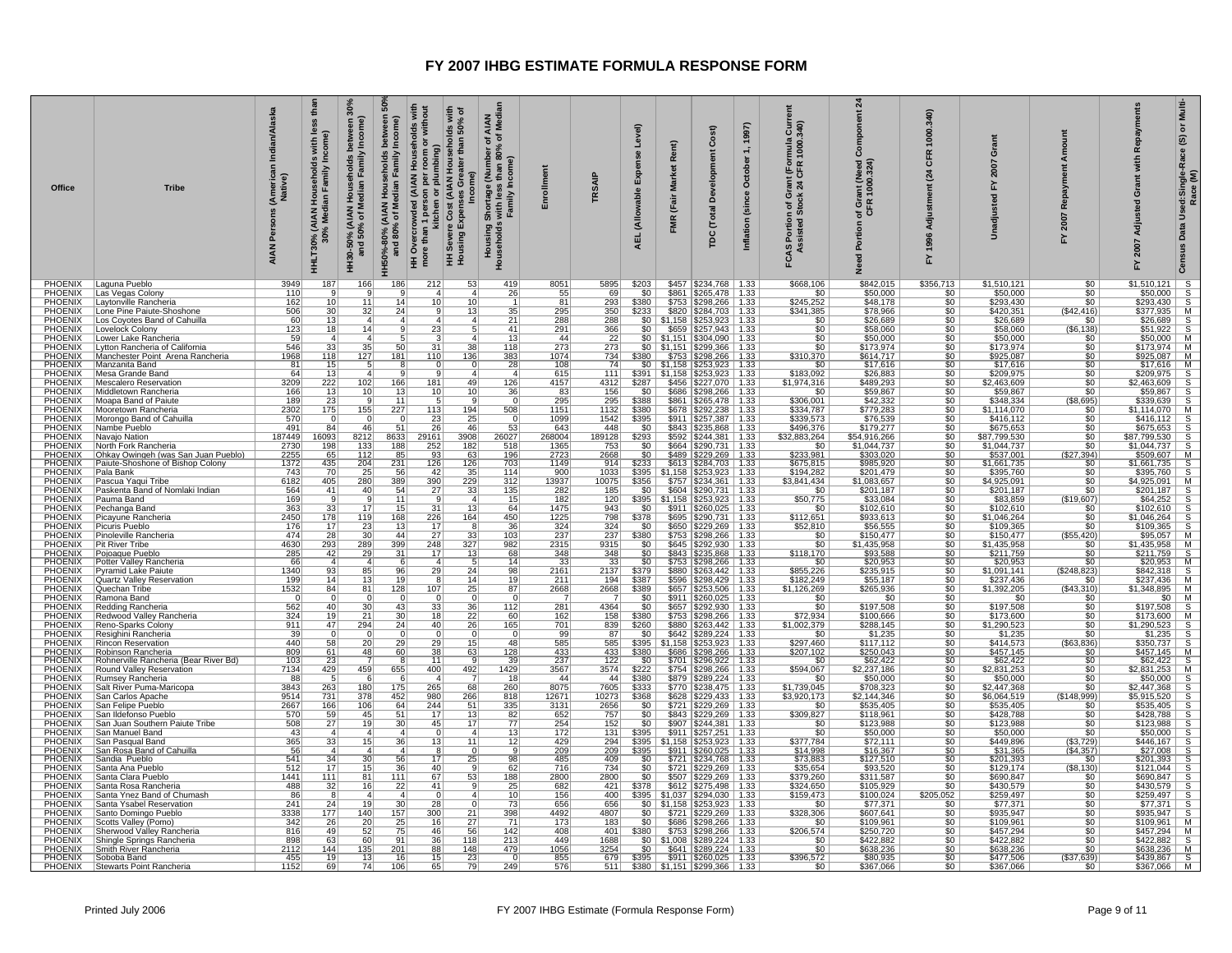# FY 2007 IHBG ESTIMATE FORMULA RESPONSE FORM

| Office | Tribe | AIAN Persons (American Indian/Alaska Native) | HHLT30% (AIAN Households with less than 30% Median Family Income) | HH30-50% (AIAN Households between 30% and 50% of Median Family Income) | HH50%-80% (AIAN Households between 50% and 80% of Median Family Income) | HH Overcrowded (AIAN Households with more than 1 person per room or without kitchen or plumbing) | HH Severe Cost (AIAN Households with Housing Expenses Greater than 50% of Income) | Housing Shortage (Number of AIAN Households with less than 80% of Median Family Income) | Enrollment | TRSAIP | AEL (Allowable Expense Level) | FMR (Fair Market Rent) | TDC (Total Development Cost) | Inflation (since October 1, 1997) | FCAS Portion of Grant (Formula Current Assisted Stock 24 CFR 1000.340) | Need Portion of Grant (Need Component 24 CFR 1000.324) | FY 1996 Adjustment (24 CFR 1000.340) | Unadjusted FY 2007 Grant | FY 2007 Repayment Amount | FY 2007 Adjusted Grant with Repayments | Census Data Used: Single-Race (S) or Multi-Race (M) |
|---|---|---|---|---|---|---|---|---|---|---|---|---|---|---|---|---|---|---|---|---|---|
| PHOENIX | Laguna Pueblo | 3949 | 187 | 166 | 186 | 212 | 53 | 419 | 8051 | 5895 | $203 | $457 | $234,768 | 1.33 | $668,106 | $842,015 | $356,713 | $1,510,121 | $0 | $1,510,121 | S |
| PHOENIX | Las Vegas Colony | 110 | 9 | 9 | 9 | 4 | 4 | 26 | 55 | 69 | $0 | $861 | $265,478 | 1.33 | $0 | $50,000 | $0 | $50,000 | $0 | $50,000 | S |
| PHOENIX | Laytonville Rancheria | 162 | 10 | 11 | 14 | 10 | 10 | 1 | 81 | 293 | $380 | $753 | $298,266 | 1.33 | $245,252 | $48,178 | $0 | $293,430 | $0 | $293,430 | S |
| PHOENIX | Lone Pine Paiute-Shoshone | 506 | 30 | 32 | 24 | 9 | 13 | 35 | 295 | 350 | $233 | $820 | $284,703 | 1.33 | $341,385 | $78,966 | $0 | $420,351 | ($42,416) | $377,935 | M |
| PHOENIX | Los Coyotes Band of Cahuilla | 60 | 13 | 4 | 4 | 4 | 4 | 21 | 288 | 288 | $0 | $1,158 | $253,923 | 1.33 | $0 | $26,689 | $0 | $26,689 | $0 | $26,689 | S |
| PHOENIX | Lovelock Colony | 123 | 18 | 14 | 9 | 23 | 5 | 41 | 291 | 366 | $0 | $659 | $257,943 | 1.33 | $0 | $58,060 | $0 | $58,060 | ($6,138) | $51,922 | S |
| PHOENIX | Lower Lake Rancheria | 59 | 4 | 4 | 5 | 3 | 4 | 13 | 44 | 22 | $0 | $1,151 | $304,090 | 1.33 | $0 | $50,000 | $0 | $50,000 | $0 | $50,000 | M |
| PHOENIX | Lytton Rancheria of California | 546 | 33 | 35 | 50 | 31 | 38 | 118 | 273 | 273 | $0 | $1,151 | $299,366 | 1.33 | $0 | $173,974 | $0 | $173,974 | $0 | $173,974 | M |
| PHOENIX | Manchester Point Arena Rancheria | 1968 | 118 | 127 | 181 | 110 | 136 | 383 | 1074 | 734 | $380 | $753 | $298,266 | 1.33 | $310,370 | $614,717 | $0 | $925,087 | $0 | $925,087 | M |
| PHOENIX | Manzanita Band | 81 | 15 | 5 | 8 | 0 | 0 | 28 | 108 | 74 | $0 | $1,158 | $253,923 | 1.33 | $0 | $17,616 | $0 | $17,616 | $0 | $17,616 | M |
| PHOENIX | Mesa Grande Band | 64 | 13 | 4 | 9 | 9 | 4 | 4 | 615 | 111 | $391 | $1,158 | $253,923 | 1.33 | $183,092 | $26,883 | $0 | $209,975 | $0 | $209,975 | S |
| PHOENIX | Mescalero Reservation | 3209 | 222 | 102 | 166 | 181 | 49 | 126 | 4157 | 4312 | $287 | $456 | $227,070 | 1.33 | $1,974,316 | $489,293 | $0 | $2,463,609 | $0 | $2,463,609 | S |
| PHOENIX | Middletown Rancheria | 166 | 13 | 10 | 13 | 10 | 10 | 36 | 83 | 156 | $0 | $686 | $298,266 | 1.33 | $0 | $59,867 | $0 | $59,867 | $0 | $59,867 | S |
| PHOENIX | Moapa Band of Paiute | 189 | 23 | 9 | 11 | 5 | 9 | 0 | 295 | 295 | $388 | $861 | $265,478 | 1.33 | $306,001 | $42,332 | $0 | $348,334 | ($8,695) | $339,639 | S |
| PHOENIX | Mooretown Rancheria | 2302 | 175 | 155 | 227 | 113 | 194 | 508 | 1151 | 1132 | $380 | $678 | $292,238 | 1.33 | $334,787 | $779,283 | $0 | $1,114,070 | $0 | $1,114,070 | M |
| PHOENIX | Morongo Band of Cahuilla | 570 | 0 | 0 | 0 | 23 | 25 | 0 | 1099 | 1542 | $395 | $911 | $257,387 | 1.33 | $339,573 | $76,539 | $0 | $416,112 | $0 | $416,112 | S |
| PHOENIX | Nambe Pueblo | 491 | 84 | 46 | 51 | 26 | 46 | 53 | 643 | 448 | $0 | $843 | $235,868 | 1.33 | $496,376 | $179,277 | $0 | $675,653 | $0 | $675,653 | S |
| PHOENIX | Navajo Nation | 187449 | 16093 | 8212 | 8633 | 29161 | 3908 | 26027 | 268004 | 189128 | $293 | $592 | $244,381 | 1.33 | $32,883,264 | $54,916,266 | $0 | $87,799,530 | $0 | $87,799,530 | S |
| PHOENIX | North Fork Rancheria | 2730 | 198 | 133 | 188 | 252 | 182 | 518 | 1365 | 753 | $0 | $664 | $290,731 | 1.33 | $0 | $1,044,737 | $0 | $1,044,737 | $0 | $1,044,737 | S |
| PHOENIX | Ohkay Owingeh (was San Juan Pueblo) | 2255 | 65 | 112 | 85 | 93 | 63 | 196 | 2723 | 2668 | $0 | $489 | $229,269 | 1.33 | $233,981 | $303,020 | $0 | $537,001 | ($27,394) | $509,607 | M |
| PHOENIX | Paiute-Shoshone of Bishop Colony | 1372 | 435 | 204 | 231 | 126 | 126 | 703 | 1149 | 914 | $233 | $613 | $284,703 | 1.33 | $675,815 | $985,920 | $0 | $1,661,735 | $0 | $1,661,735 | S |
| PHOENIX | Pala Bank | 743 | 70 | 25 | 56 | 42 | 35 | 114 | 900 | 1033 | $395 | $1,158 | $253,923 | 1.33 | $194,282 | $201,479 | $0 | $395,760 | $0 | $395,760 | S |
| PHOENIX | Pascua Yaqui Tribe | 6182 | 405 | 280 | 389 | 390 | 229 | 312 | 13937 | 10075 | $356 | $757 | $234,361 | 1.33 | $3,841,434 | $1,083,657 | $0 | $4,925,091 | $0 | $4,925,091 | M |
| PHOENIX | Paskenta Band of Nomlaki Indian | 564 | 41 | 40 | 54 | 27 | 33 | 135 | 282 | 185 | $0 | $604 | $290,731 | 1.33 | $0 | $201,187 | $0 | $201,187 | $0 | $201,187 | S |
| PHOENIX | Pauma Band | 169 | 9 | 9 | 11 | 9 | 4 | 15 | 182 | 120 | $395 | $1,158 | $253,923 | 1.33 | $50,775 | $33,084 | $0 | $83,859 | ($19,607) | $64,252 | S |
| PHOENIX | Pechanga Band | 363 | 33 | 17 | 15 | 31 | 13 | 64 | 1475 | 943 | $0 | $911 | $260,025 | 1.33 | $0 | $102,610 | $0 | $102,610 | $0 | $102,610 | S |
| PHOENIX | Picayune Rancheria | 2450 | 178 | 119 | 168 | 226 | 164 | 450 | 1225 | 798 | $378 | $695 | $290,731 | 1.33 | $112,651 | $933,613 | $0 | $1,046,264 | $0 | $1,046,264 | S |
| PHOENIX | Picuris Pueblo | 176 | 17 | 23 | 13 | 17 | 8 | 36 | 324 | 324 | $0 | $650 | $229,269 | 1.33 | $52,810 | $56,555 | $0 | $109,365 | $0 | $109,365 | S |
| PHOENIX | Pinoleville Rancheria | 474 | 28 | 30 | 44 | 27 | 33 | 103 | 237 | 237 | $380 | $753 | $298,266 | 1.33 | $0 | $150,477 | $0 | $150,477 | ($55,420) | $95,057 | M |
| PHOENIX | Pit River Tribe | 4630 | 293 | 289 | 399 | 248 | 327 | 982 | 2315 | 9315 | $0 | $645 | $292,930 | 1.33 | $0 | $1,435,958 | $0 | $1,435,958 | $0 | $1,435,958 | M |
| PHOENIX | Pojoaque Pueblo | 285 | 42 | 29 | 31 | 17 | 13 | 68 | 348 | 348 | $0 | $843 | $235,868 | 1.33 | $118,170 | $93,588 | $0 | $211,759 | $0 | $211,759 | S |
| PHOENIX | Potter Valley Rancheria | 66 | 4 | 4 | 6 | 4 | 5 | 14 | 33 | 33 | $0 | $753 | $298,266 | 1.33 | $0 | $20,953 | $0 | $20,953 | $0 | $20,953 | M |
| PHOENIX | Pyramid Lake Paiute | 1340 | 93 | 85 | 96 | 29 | 24 | 98 | 2161 | 2137 | $379 | $880 | $263,442 | 1.33 | $855,226 | $235,915 | $0 | $1,091,141 | ($248,823) | $842,318 | S |
| PHOENIX | Quartz Valley Reservation | 199 | 14 | 13 | 19 | 8 | 14 | 19 | 211 | 194 | $387 | $596 | $298,429 | 1.33 | $182,249 | $55,187 | $0 | $237,436 | $0 | $237,436 | M |
| PHOENIX | Quechan Tribe | 1532 | 84 | 81 | 128 | 107 | 25 | 87 | 2668 | 2668 | $389 | $657 | $253,506 | 1.33 | $1,126,269 | $265,936 | $0 | $1,392,205 | ($43,310) | $1,348,895 | M |
| PHOENIX | Ramona Band | 0 | 0 | 0 | 0 | 0 | 0 | 0 | 7 | 7 | $0 | $911 | $260,025 | 1.33 | $0 | $0 | $0 | $0 | $0 | $0 | M |
| PHOENIX | Redding Rancheria | 562 | 40 | 30 | 43 | 33 | 36 | 112 | 281 | 4364 | $0 | $657 | $292,930 | 1.33 | $0 | $197,508 | $0 | $197,508 | $0 | $197,508 | S |
| PHOENIX | Redwood Valley Rancheria | 324 | 19 | 21 | 30 | 18 | 22 | 60 | 162 | 158 | $380 | $753 | $298,266 | 1.33 | $72,934 | $100,666 | $0 | $173,600 | $0 | $173,600 | M |
| PHOENIX | Reno-Sparks Colony | 911 | 47 | 294 | 24 | 40 | 26 | 165 | 701 | 839 | $260 | $880 | $263,442 | 1.33 | $1,002,379 | $288,145 | $0 | $1,290,523 | $0 | $1,290,523 | S |
| PHOENIX | Resighini Rancheria | 39 | 0 | 0 | 0 | 0 | 0 | 0 | 99 | 87 | $0 | $642 | $289,224 | 1.33 | $0 | $1,235 | $0 | $1,235 | $0 | $1,235 | S |
| PHOENIX | Rincon Reservation | 440 | 58 | 20 | 29 | 29 | 15 | 48 | 585 | 585 | $395 | $1,158 | $253,923 | 1.33 | $297,460 | $117,112 | $0 | $414,573 | ($63,836) | $350,737 | S |
| PHOENIX | Robinson Rancheria | 809 | 61 | 48 | 60 | 38 | 63 | 128 | 433 | 433 | $380 | $686 | $298,266 | 1.33 | $207,102 | $250,043 | $0 | $457,145 | $0 | $457,145 | M |
| PHOENIX | Rohnerville Rancheria (Bear River Bd) | 103 | 23 | 7 | 8 | 11 | 9 | 39 | 237 | 122 | $0 | $701 | $296,922 | 1.33 | $0 | $62,422 | $0 | $62,422 | $0 | $62,422 | S |
| PHOENIX | Round Valley Reservation | 7134 | 429 | 459 | 655 | 400 | 492 | 1429 | 3567 | 3574 | $222 | $754 | $298,266 | 1.33 | $594,067 | $2,237,186 | $0 | $2,831,253 | $0 | $2,831,253 | M |
| PHOENIX | Rumsey Rancheria | 88 | 5 | 6 | 6 | 4 | 7 | 18 | 44 | 44 | $380 | $879 | $289,224 | 1.33 | $0 | $50,000 | $0 | $50,000 | $0 | $50,000 | S |
| PHOENIX | Salt River Puma-Maricopa | 3843 | 263 | 180 | 175 | 265 | 68 | 260 | 8075 | 7605 | $333 | $770 | $238,475 | 1.33 | $1,739,045 | $708,323 | $0 | $2,447,368 | $0 | $2,447,368 | S |
| PHOENIX | San Carlos Apache | 9514 | 731 | 378 | 452 | 980 | 266 | 818 | 12671 | 10273 | $368 | $628 | $229,433 | 1.33 | $3,920,173 | $2,144,346 | $0 | $6,064,519 | ($148,999) | $5,915,520 | S |
| PHOENIX | San Felipe Pueblo | 2667 | 166 | 106 | 64 | 244 | 51 | 335 | 3131 | 2656 | $0 | $721 | $229,269 | 1.33 | $0 | $535,405 | $0 | $535,405 | $0 | $535,405 | S |
| PHOENIX | San Ildefonso Pueblo | 570 | 59 | 45 | 51 | 17 | 13 | 82 | 652 | 757 | $0 | $843 | $229,269 | 1.33 | $309,827 | $118,961 | $0 | $428,788 | $0 | $428,788 | S |
| PHOENIX | San Juan Southern Paiute Tribe | 508 | 27 | 19 | 30 | 45 | 17 | 77 | 254 | 152 | $0 | $907 | $244,381 | 1.33 | $0 | $123,988 | $0 | $123,988 | $0 | $123,988 | S |
| PHOENIX | San Manuel Band | 43 | 4 | 4 | 4 | 0 | 4 | 13 | 172 | 131 | $395 | $911 | $257,251 | 1.33 | $0 | $50,000 | $0 | $50,000 | $0 | $50,000 | S |
| PHOENIX | San Pasqual Band | 365 | 33 | 15 | 36 | 13 | 11 | 12 | 429 | 294 | $395 | $1,158 | $253,923 | 1.33 | $377,784 | $72,111 | $0 | $449,896 | ($3,729) | $446,167 | S |
| PHOENIX | San Rosa Band of Cahuilla | 56 | 4 | 4 | 4 | 8 | 0 | 9 | 209 | 209 | $395 | $911 | $260,025 | 1.33 | $14,998 | $16,367 | $0 | $31,365 | ($4,357) | $27,008 | S |
| PHOENIX | Sandia Pueblo | 541 | 34 | 30 | 56 | 17 | 25 | 98 | 485 | 409 | $0 | $721 | $234,768 | 1.33 | $73,883 | $127,510 | $0 | $201,393 | $0 | $201,393 | S |
| PHOENIX | Santa Ana Pueblo | 512 | 17 | 15 | 36 | 40 | 9 | 62 | 716 | 734 | $0 | $721 | $229,269 | 1.33 | $35,654 | $93,520 | $0 | $129,174 | ($8,130) | $121,044 | S |
| PHOENIX | Santa Clara Pueblo | 1441 | 111 | 81 | 111 | 67 | 53 | 188 | 2800 | 2800 | $0 | $507 | $229,269 | 1.33 | $379,260 | $311,587 | $0 | $690,847 | $0 | $690,847 | S |
| PHOENIX | Santa Rosa Rancheria | 488 | 32 | 16 | 22 | 41 | 9 | 25 | 682 | 421 | $378 | $612 | $275,498 | 1.33 | $324,650 | $105,929 | $0 | $430,579 | $0 | $430,579 | S |
| PHOENIX | Santa Ynez Band of Chumash | 86 | 8 | 4 | 4 | 0 | 4 | 10 | 156 | 400 | $395 | $1,037 | $294,030 | 1.33 | $159,473 | $100,024 | $205,052 | $259,497 | $0 | $259,497 | S |
| PHOENIX | Santa Ysabel Reservation | 241 | 24 | 19 | 30 | 28 | 0 | 73 | 656 | 656 | $0 | $1,158 | $253,923 | 1.33 | $0 | $77,371 | $0 | $77,371 | $0 | $77,371 | S |
| PHOENIX | Santo Domingo Pueblo | 3338 | 177 | 140 | 157 | 300 | 21 | 398 | 4492 | 4807 | $0 | $721 | $229,269 | 1.33 | $328,306 | $607,641 | $0 | $935,947 | $0 | $935,947 | S |
| PHOENIX | Scotts Valley (Pomo) | 342 | 26 | 20 | 25 | 16 | 27 | 71 | 173 | 183 | $0 | $686 | $298,266 | 1.33 | $0 | $109,961 | $0 | $109,961 | $0 | $109,961 | M |
| PHOENIX | Sherwood Valley Rancheria | 816 | 49 | 52 | 75 | 46 | 56 | 142 | 408 | 401 | $380 | $753 | $298,266 | 1.33 | $206,574 | $250,720 | $0 | $457,294 | $0 | $457,294 | M |
| PHOENIX | Shingle Springs Rancheria | 898 | 63 | 60 | 91 | 36 | 118 | 213 | 449 | 1688 | $0 | $1,008 | $289,224 | 1.33 | $0 | $422,882 | $0 | $422,882 | $0 | $422,882 | S |
| PHOENIX | Smith River Rancheria | 2112 | 144 | 135 | 201 | 88 | 148 | 479 | 1056 | 3254 | $0 | $641 | $289,224 | 1.33 | $0 | $638,236 | $0 | $638,236 | $0 | $638,236 | M |
| PHOENIX | Soboba Band | 455 | 19 | 13 | 16 | 15 | 23 | 0 | 855 | 679 | $395 | $911 | $260,025 | 1.33 | $396,572 | $80,935 | $0 | $477,506 | ($37,639) | $439,867 | S |
| PHOENIX | Stewarts Point Rancheria | 1152 | 69 | 74 | 106 | 65 | 79 | 249 | 576 | 511 | $380 | $1,151 | $299,366 | 1.33 | $0 | $367,066 | $0 | $367,066 | $0 | $367,066 | M |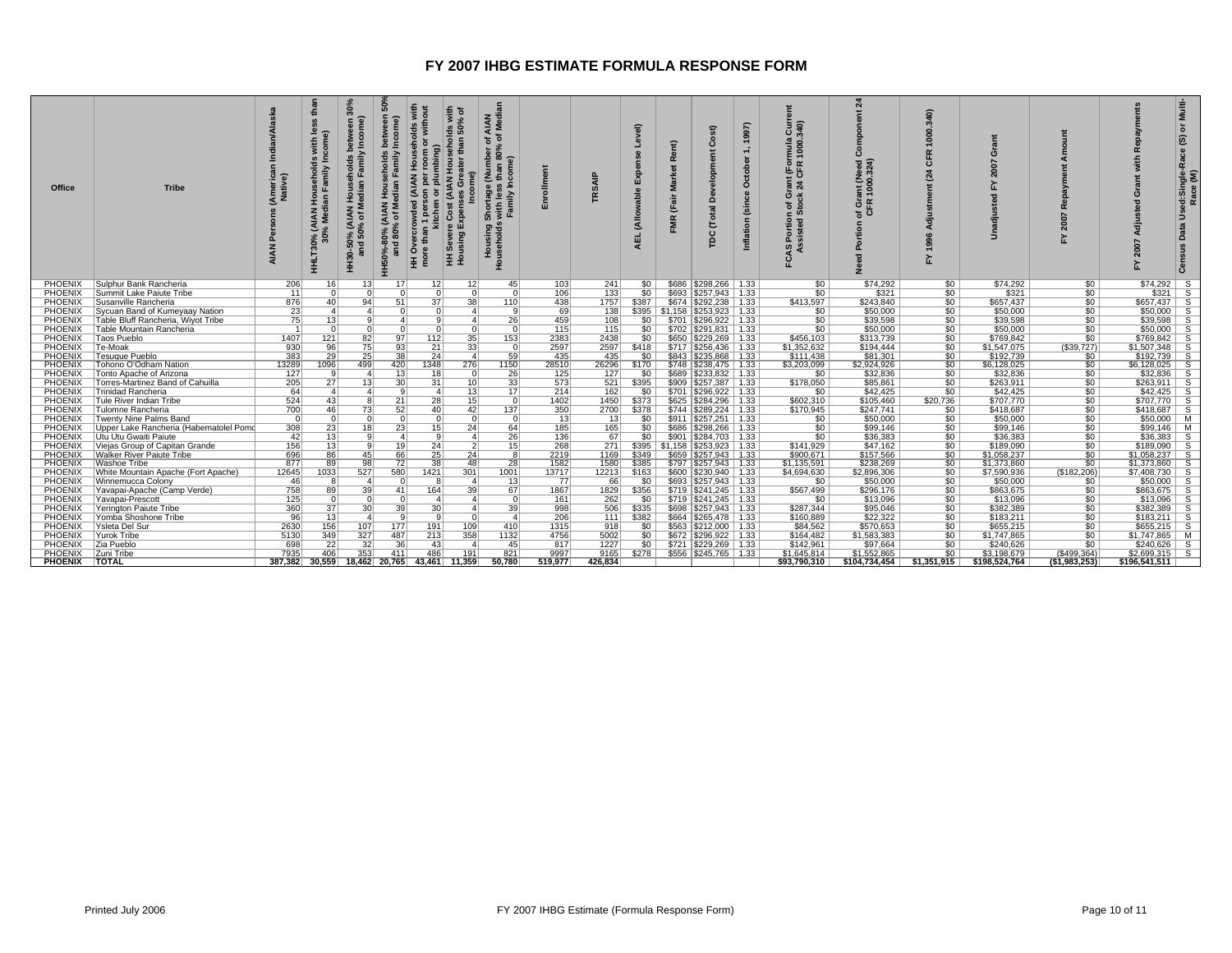# FY 2007 IHBG ESTIMATE FORMULA RESPONSE FORM

| Office | Tribe | AIAN Persons (American Indian/Alaska Native) | HHLT30% (AIAN Households with less than 30% Median Family Income) | HH30-50% (AIAN Households between 30% and 50% of Median Family Income) | HH50%-80% (AIAN Households between 50% and 80% of Median Family Income) | HH Overcrowded (AIAN Households with more than 1 person per room or without kitchen or plumbing) | HH Severe Cost (AIAN Households with Housing Expenses Greater than 50% of Income) | Housing Shortage (Number of AIAN Households with less than 80% of Median Family Income) | Enrollment | TRSAIP | AEL (Allowable Expense Level) | FMR (Fair Market Rent) | TDC (Total Development Cost) | Inflation (since October 1, 1997) | FCAS Portion of Grant (Formula Current Assisted Stock 24 CFR 1000.340) | Need Portion of Grant (Need Component 24 CFR 1000.324) | FY 1996 Adjustment (24 CFR 1000.340) | Unadjusted FY 2007 Grant | FY 2007 Repayment Amount | FY 2007 Adjusted Grant with Repayments | Census Data Used:Single-Race (S) or Multi-Race (M) |
|---|---|---|---|---|---|---|---|---|---|---|---|---|---|---|---|---|---|---|---|---|---|
| PHOENIX | Sulphur Bank Rancheria | 206 | 16 | 13 | 17 | 12 | 12 | 45 | 103 | 241 | $0 | $686 | $298,266 | 1.33 | $0 | $74,292 | $0 | $74,292 | $0 | $74,292 | S |
| PHOENIX | Summit Lake Paiute Tribe | 11 | 0 | 0 | 0 | 0 | 0 | 0 | 106 | 133 | $0 | $693 | $257,943 | 1.33 | $0 | $321 | $0 | $321 | $0 | $321 | S |
| PHOENIX | Susanville Rancheria | 876 | 40 | 94 | 51 | 37 | 38 | 110 | 438 | 1757 | $387 | $674 | $292,238 | 1.33 | $413,597 | $243,840 | $0 | $657,437 | $0 | $657,437 | S |
| PHOENIX | Sycuan Band of Kumeyaay Nation | 23 | 4 | 4 | 0 | 0 | 4 | 9 | 69 | 138 | $395 | $1,158 | $253,923 | 1.33 | $0 | $50,000 | $0 | $50,000 | $0 | $50,000 | S |
| PHOENIX | Table Bluff Rancheria, Wiyot Tribe | 75 | 13 | 9 | 4 | 9 | 4 | 26 | 459 | 108 | $0 | $701 | $296,922 | 1.33 | $0 | $39,598 | $0 | $39,598 | $0 | $39,598 | S |
| PHOENIX | Table Mountain Rancheria | 1 | 0 | 0 | 0 | 0 | 0 | 0 | 115 | 115 | $0 | $702 | $291,831 | 1.33 | $0 | $50,000 | $0 | $50,000 | $0 | $50,000 | S |
| PHOENIX | Taos Pueblo | 1407 | 121 | 82 | 97 | 112 | 35 | 153 | 2383 | 2438 | $0 | $650 | $229,269 | 1.33 | $456,103 | $313,739 | $0 | $769,842 | $0 | $769,842 | S |
| PHOENIX | Te-Moak | 930 | 96 | 75 | 93 | 21 | 33 | 0 | 2597 | 2597 | $418 | $717 | $256,436 | 1.33 | $1,352,632 | $194,444 | $0 | $1,547,075 | ($39,727) | $1,507,348 | S |
| PHOENIX | Tesuque Pueblo | 383 | 29 | 25 | 38 | 24 | 4 | 59 | 435 | 435 | $0 | $843 | $235,868 | 1.33 | $111,438 | $81,301 | $0 | $192,739 | $0 | $192,739 | S |
| PHOENIX | Tohono O'Odham Nation | 13289 | 1096 | 499 | 420 | 1348 | 276 | 1150 | 28510 | 26296 | $170 | $748 | $238,475 | 1.33 | $3,203,099 | $2,924,926 | $0 | $6,128,025 | $0 | $6,128,025 | S |
| PHOENIX | Tonto Apache of Arizona | 127 | 9 | 4 | 13 | 18 | 0 | 26 | 125 | 127 | $0 | $689 | $233,832 | 1.33 | $0 | $32,836 | $0 | $32,836 | $0 | $32,836 | S |
| PHOENIX | Torres-Martinez Band of Cahuilla | 205 | 27 | 13 | 30 | 31 | 10 | 33 | 573 | 521 | $395 | $909 | $257,387 | 1.33 | $178,050 | $85,861 | $0 | $263,911 | $0 | $263,911 | S |
| PHOENIX | Trinidad Rancheria | 64 | 4 | 4 | 9 | 4 | 13 | 17 | 214 | 162 | $0 | $701 | $296,922 | 1.33 | $0 | $42,425 | $0 | $42,425 | $0 | $42,425 | S |
| PHOENIX | Tule River Indian Tribe | 524 | 43 | 8 | 21 | 28 | 15 | 0 | 1402 | 1450 | $373 | $625 | $284,296 | 1.33 | $602,310 | $105,460 | $20,736 | $707,770 | $0 | $707,770 | S |
| PHOENIX | Tulomne Rancheria | 700 | 46 | 73 | 52 | 40 | 42 | 137 | 350 | 2700 | $378 | $744 | $289,224 | 1.33 | $170,945 | $247,741 | $0 | $418,687 | $0 | $418,687 | S |
| PHOENIX | Twenty Nine Palms Band | 0 | 0 | 0 | 0 | 0 | 0 | 0 | 13 | 13 | $0 | $911 | $257,251 | 1.33 | $0 | $50,000 | $0 | $50,000 | $0 | $50,000 | M |
| PHOENIX | Upper Lake Rancheria (Habematolel Pomo | 308 | 23 | 18 | 23 | 15 | 24 | 64 | 185 | 165 | $0 | $686 | $298,266 | 1.33 | $0 | $99,146 | $0 | $99,146 | $0 | $99,146 | M |
| PHOENIX | Utu Utu Gwaiti Paiute | 42 | 13 | 9 | 4 | 9 | 4 | 26 | 136 | 67 | $0 | $901 | $284,703 | 1.33 | $0 | $36,383 | $0 | $36,383 | $0 | $36,383 | S |
| PHOENIX | Viejas Group of Capitan Grande | 156 | 13 | 9 | 19 | 24 | 2 | 15 | 268 | 271 | $395 | $1,158 | $253,923 | 1.33 | $141,929 | $47,162 | $0 | $189,090 | $0 | $189,090 | S |
| PHOENIX | Walker River Paiute Tribe | 696 | 86 | 45 | 66 | 25 | 24 | 8 | 2219 | 1169 | $349 | $659 | $257,943 | 1.33 | $900,671 | $157,566 | $0 | $1,058,237 | $0 | $1,058,237 | S |
| PHOENIX | Washoe Tribe | 877 | 89 | 98 | 72 | 38 | 48 | 28 | 1582 | 1580 | $385 | $797 | $257,943 | 1.33 | $1,135,591 | $238,269 | $0 | $1,373,860 | $0 | $1,373,860 | S |
| PHOENIX | White Mountain Apache (Fort Apache) | 12645 | 1033 | 527 | 580 | 1421 | 301 | 1001 | 13717 | 12213 | $163 | $600 | $230,940 | 1.33 | $4,694,630 | $2,896,306 | $0 | $7,590,936 | ($182,206) | $7,408,730 | S |
| PHOENIX | Winnemucca Colony | 46 | 8 | 4 | 0 | 8 | 4 | 13 | 77 | 66 | $0 | $693 | $257,943 | 1.33 | $0 | $50,000 | $0 | $50,000 | $0 | $50,000 | S |
| PHOENIX | Yavapai-Apache (Camp Verde) | 758 | 89 | 39 | 41 | 164 | 39 | 67 | 1867 | 1829 | $356 | $719 | $241,245 | 1.33 | $567,499 | $296,176 | $0 | $863,675 | $0 | $863,675 | S |
| PHOENIX | Yavapai-Prescott | 125 | 0 | 0 | 0 | 4 | 4 | 0 | 161 | 262 | $0 | $719 | $241,245 | 1.33 | $0 | $13,096 | $0 | $13,096 | $0 | $13,096 | S |
| PHOENIX | Yerington Paiute Tribe | 360 | 37 | 30 | 39 | 30 | 4 | 39 | 998 | 506 | $335 | $698 | $257,943 | 1.33 | $287,344 | $95,046 | $0 | $382,389 | $0 | $382,389 | S |
| PHOENIX | Yomba Shoshone Tribe | 96 | 13 | 4 | 9 | 9 | 0 | 4 | 206 | 111 | $382 | $664 | $265,478 | 1.33 | $160,889 | $22,322 | $0 | $183,211 | $0 | $183,211 | S |
| PHOENIX | Ysleta Del Sur | 2630 | 156 | 107 | 177 | 191 | 109 | 410 | 1315 | 918 | $0 | $563 | $212,000 | 1.33 | $84,562 | $570,653 | $0 | $655,215 | $0 | $655,215 | S |
| PHOENIX | Yurok Tribe | 5130 | 349 | 327 | 487 | 213 | 358 | 1132 | 4756 | 5002 | $0 | $672 | $296,922 | 1.33 | $164,482 | $1,583,383 | $0 | $1,747,865 | $0 | $1,747,865 | M |
| PHOENIX | Zia Pueblo | 698 | 22 | 32 | 36 | 43 | 4 | 45 | 817 | 1227 | $0 | $721 | $229,269 | 1.33 | $142,961 | $97,664 | $0 | $240,626 | $0 | $240,626 | S |
| PHOENIX | Zuni Tribe | 7935 | 406 | 353 | 411 | 486 | 191 | 821 | 9997 | 9165 | $278 | $556 | $245,765 | 1.33 | $1,645,814 | $1,552,865 | $0 | $3,198,679 | ($499,364) | $2,699,315 | S |
| **PHOENIX** | **TOTAL** | **387,382** | **30,559** | **18,462** | **20,765** | **43,461** | **11,359** | **50,780** | **519,977** | **426,834** | | | | | **$93,790,310** | **$104,734,454** | **$1,351,915** | **$198,524,764** | **($1,983,253)** | **$196,541,511** | |

Printed July 2006 &nbsp;&nbsp;&nbsp; FY 2007 IHBG Estimate (Formula Response Form)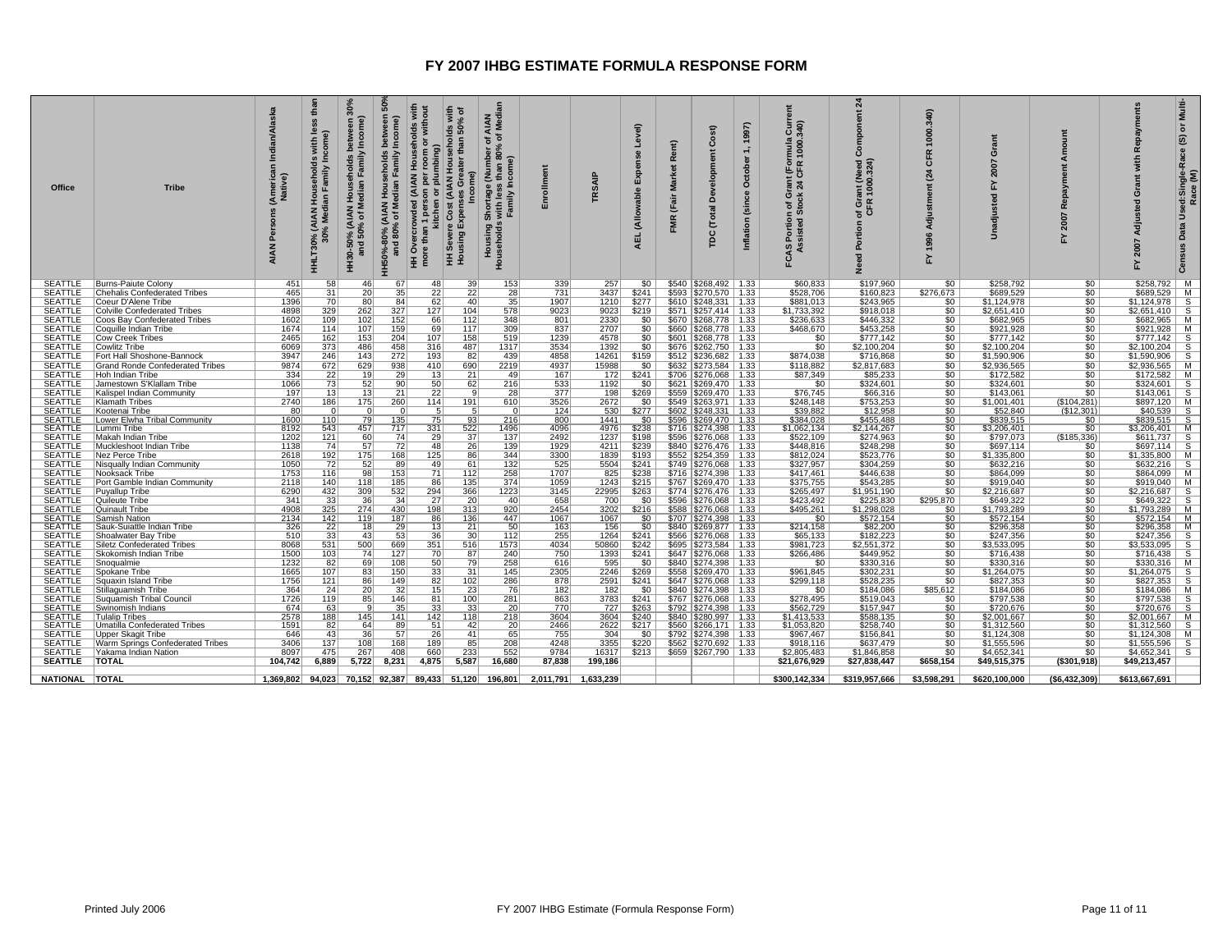# FY 2007 IHBG ESTIMATE FORMULA RESPONSE FORM

| Office | Tribe | AIAN Persons (American Indian/Alaska Native) | HHLT30% (AIAN Households with less than 30% Median Family Income) | HH30-50% (AIAN Households between 30% and 50% of Median Family Income) | HH50%-80% (AIAN Households between 50% and 80% of Median Family Income) | HH Overcrowded (AIAN Households with more than 1 person per room or without kitchen or plumbing) | HH Severe Cost (AIAN Households with Housing Expenses Greater than 50% of Income) | Housing Shortage (Number of AIAN Households with less than 80% of Median Family Income) | Enrollment | TRSAIP | AEL (Allowable Expense Level) | FMR (Fair Market Rent) | TDC (Total Development Cost) | Inflation (since October 1, 1997) | FCAS Portion of Grant (Formula Current Assisted Stock 24 CFR 1000.340) | Need Portion of Grant (Need Component 24 CFR 1000.324) | FY 1996 Adjustment (24 CFR 1000.340) | Unadjusted FY 2007 Grant | FY 2007 Repayment Amount | FY 2007 Adjusted Grant with Repayments | Census Data Used:Single-Race (S) or Multi-Race (M) |
|---|---|---|---|---|---|---|---|---|---|---|---|---|---|---|---|---|---|---|---|---|---|
| SEATTLE | Burns-Paiute Colony | 451 | 58 | 46 | 67 | 48 | 39 | 153 | 339 | 257 | $0 | $540 | $268,492 | 1.33 | $60,833 | $197,960 | $0 | $258,792 | $0 | $258,792 | M |
| SEATTLE | Chehalis Confederated Tribes | 465 | 31 | 20 | 35 | 22 | 22 | 28 | 731 | 3437 | $241 | $593 | $270,570 | 1.33 | $528,706 | $160,823 | $276,673 | $689,529 | $0 | $689,529 | M |
| SEATTLE | Coeur D'Alene Tribe | 1396 | 70 | 80 | 84 | 62 | 40 | 35 | 1907 | 1210 | $277 | $610 | $248,331 | 1.33 | $881,013 | $243,965 | $0 | $1,124,978 | $0 | $1,124,978 | S |
| SEATTLE | Colville Confederated Tribes | 4898 | 329 | 262 | 327 | 127 | 104 | 578 | 9023 | 9023 | $219 | $571 | $257,414 | 1.33 | $1,733,392 | $918,018 | $0 | $2,651,410 | $0 | $2,651,410 | S |
| SEATTLE | Coos Bay Confederated Tribes | 1602 | 109 | 102 | 152 | 66 | 112 | 348 | 801 | 2330 | $0 | $670 | $268,778 | 1.33 | $236,633 | $446,332 | $0 | $682,965 | $0 | $682,965 | M |
| SEATTLE | Coquille Indian Tribe | 1674 | 114 | 107 | 159 | 69 | 117 | 309 | 837 | 2707 | $0 | $660 | $268,778 | 1.33 | $468,670 | $453,258 | $0 | $921,928 | $0 | $921,928 | M |
| SEATTLE | Cow Creek Tribes | 2465 | 162 | 153 | 204 | 107 | 158 | 519 | 1239 | 4578 | $0 | $601 | $268,778 | 1.33 | $0 | $777,142 | $0 | $777,142 | $0 | $777,142 | S |
| SEATTLE | Cowlitz Tribe | 6069 | 373 | 486 | 458 | 316 | 487 | 1317 | 3534 | 1392 | $0 | $676 | $262,750 | 1.33 | $0 | $2,100,204 | $0 | $2,100,204 | $0 | $2,100,204 | S |
| SEATTLE | Fort Hall Shoshone-Bannock | 3947 | 246 | 143 | 272 | 193 | 82 | 439 | 4858 | 14261 | $159 | $512 | $236,682 | 1.33 | $874,038 | $716,868 | $0 | $1,590,906 | $0 | $1,590,906 | S |
| SEATTLE | Grand Ronde Confederated Tribes | 9874 | 672 | 629 | 938 | 410 | 690 | 2219 | 4937 | 15988 | $0 | $632 | $273,584 | 1.33 | $118,882 | $2,817,683 | $0 | $2,936,565 | $0 | $2,936,565 | M |
| SEATTLE | Hoh Indian Tribe | 334 | 22 | 19 | 29 | 13 | 21 | 49 | 167 | 172 | $241 | $706 | $276,068 | 1.33 | $87,349 | $85,233 | $0 | $172,582 | $0 | $172,582 | M |
| SEATTLE | Jamestown S'Klallam Tribe | 1066 | 73 | 52 | 90 | 50 | 62 | 216 | 533 | 1192 | $0 | $621 | $269,470 | 1.33 | $0 | $324,601 | $0 | $324,601 | $0 | $324,601 | S |
| SEATTLE | Kalispel Indian Community | 197 | 13 | 13 | 21 | 22 | 9 | 28 | 377 | 198 | $269 | $559 | $269,470 | 1.33 | $76,745 | $66,316 | $0 | $143,061 | $0 | $143,061 | S |
| SEATTLE | Klamath Tribes | 2740 | 186 | 175 | 260 | 114 | 191 | 610 | 3526 | 2672 | $0 | $549 | $263,971 | 1.33 | $248,148 | $753,253 | $0 | $1,001,401 | ($104,281) | $897,120 | M |
| SEATTLE | Kootenai Tribe | 80 | 0 | 0 | 0 | 5 | 5 | 0 | 124 | 530 | $277 | $602 | $248,331 | 1.33 | $39,882 | $12,958 | $0 | $52,840 | ($12,301) | $40,539 | S |
| SEATTLE | Lower Elwha Tribal Community | 1600 | 110 | 79 | 135 | 75 | 93 | 216 | 800 | 1441 | $0 | $596 | $269,470 | 1.33 | $384,028 | $455,488 | $0 | $839,515 | $0 | $839,515 | S |
| SEATTLE | Lummi Tribe | 8192 | 543 | 457 | 717 | 331 | 522 | 1496 | 4096 | 4976 | $238 | $716 | $274,398 | 1.33 | $1,062,134 | $2,144,267 | $0 | $3,206,401 | $0 | $3,206,401 | M |
| SEATTLE | Makah Indian Tribe | 1202 | 121 | 60 | 74 | 29 | 37 | 137 | 2492 | 1237 | $198 | $596 | $276,068 | 1.33 | $522,109 | $274,963 | $0 | $797,073 | ($185,336) | $611,737 | S |
| SEATTLE | Muckleshoot Indian Tribe | 1138 | 74 | 57 | 72 | 48 | 26 | 139 | 1929 | 4211 | $239 | $840 | $276,476 | 1.33 | $448,816 | $248,298 | $0 | $697,114 | $0 | $697,114 | S |
| SEATTLE | Nez Perce Tribe | 2618 | 192 | 175 | 168 | 125 | 86 | 344 | 3300 | 1839 | $193 | $552 | $254,359 | 1.33 | $812,024 | $523,776 | $0 | $1,335,800 | $0 | $1,335,800 | M |
| SEATTLE | Nisqually Indian Community | 1050 | 72 | 52 | 89 | 49 | 61 | 132 | 525 | 5504 | $241 | $749 | $276,068 | 1.33 | $327,957 | $304,259 | $0 | $632,216 | $0 | $632,216 | S |
| SEATTLE | Nooksack Tribe | 1753 | 116 | 98 | 153 | 71 | 112 | 258 | 1707 | 825 | $238 | $716 | $274,398 | 1.33 | $417,461 | $446,638 | $0 | $864,099 | $0 | $864,099 | M |
| SEATTLE | Port Gamble Indian Community | 2118 | 140 | 118 | 185 | 86 | 135 | 374 | 1059 | 1243 | $215 | $767 | $269,470 | 1.33 | $375,755 | $543,285 | $0 | $919,040 | $0 | $919,040 | M |
| SEATTLE | Puyallup Tribe | 6290 | 432 | 309 | 532 | 294 | 366 | 1223 | 3145 | 22995 | $263 | $774 | $276,476 | 1.33 | $265,497 | $1,951,190 | $0 | $2,216,687 | $0 | $2,216,687 | S |
| SEATTLE | Quileute Tribe | 341 | 33 | 36 | 34 | 27 | 20 | 40 | 658 | 700 | $0 | $596 | $276,068 | 1.33 | $423,492 | $225,830 | $295,870 | $649,322 | $0 | $649,322 | S |
| SEATTLE | Quinault Tribe | 4908 | 325 | 274 | 430 | 198 | 313 | 920 | 2454 | 3202 | $216 | $588 | $276,068 | 1.33 | $495,261 | $1,298,028 | $0 | $1,793,289 | $0 | $1,793,289 | M |
| SEATTLE | Samish Nation | 2134 | 142 | 119 | 187 | 86 | 136 | 447 | 1067 | 1067 | $0 | $707 | $274,398 | 1.33 | $0 | $572,154 | $0 | $572,154 | $0 | $572,154 | M |
| SEATTLE | Sauk-Suiattle Indian Tribe | 326 | 22 | 18 | 29 | 13 | 21 | 50 | 163 | 156 | $0 | $840 | $269,877 | 1.33 | $214,158 | $82,200 | $0 | $296,358 | $0 | $296,358 | M |
| SEATTLE | Shoalwater Bay Tribe | 510 | 33 | 43 | 53 | 36 | 30 | 112 | 255 | 1264 | $241 | $566 | $276,068 | 1.33 | $65,133 | $182,223 | $0 | $247,356 | $0 | $247,356 | S |
| SEATTLE | Siletz Confederated Tribes | 8068 | 531 | 500 | 669 | 351 | 516 | 1573 | 4034 | 50860 | $242 | $695 | $273,584 | 1.33 | $981,723 | $2,551,372 | $0 | $3,533,095 | $0 | $3,533,095 | S |
| SEATTLE | Skokomish Indian Tribe | 1500 | 103 | 74 | 127 | 70 | 87 | 240 | 750 | 1393 | $241 | $647 | $276,068 | 1.33 | $266,486 | $449,952 | $0 | $716,438 | $0 | $716,438 | S |
| SEATTLE | Snoqualmie | 1232 | 82 | 69 | 108 | 50 | 79 | 258 | 616 | 595 | $0 | $840 | $274,398 | 1.33 | $0 | $330,316 | $0 | $330,316 | $0 | $330,316 | M |
| SEATTLE | Spokane Tribe | 1665 | 107 | 83 | 150 | 33 | 31 | 145 | 2305 | 2246 | $269 | $558 | $269,470 | 1.33 | $961,845 | $302,231 | $0 | $1,264,075 | $0 | $1,264,075 | S |
| SEATTLE | Squaxin Island Tribe | 1756 | 121 | 86 | 149 | 82 | 102 | 286 | 878 | 2591 | $241 | $647 | $276,068 | 1.33 | $299,118 | $528,235 | $0 | $827,353 | $0 | $827,353 | S |
| SEATTLE | Stillaguamish Tribe | 364 | 24 | 20 | 32 | 15 | 23 | 76 | 182 | 182 | $0 | $840 | $274,398 | 1.33 | $0 | $184,086 | $85,612 | $184,086 | $0 | $184,086 | M |
| SEATTLE | Suquamish Tribal Council | 1726 | 119 | 85 | 146 | 81 | 100 | 281 | 863 | 3783 | $241 | $767 | $276,068 | 1.33 | $278,495 | $519,043 | $0 | $797,538 | $0 | $797,538 | S |
| SEATTLE | Swinomish Indians | 674 | 63 | 9 | 35 | 33 | 33 | 20 | 770 | 727 | $263 | $792 | $274,398 | 1.33 | $562,729 | $157,947 | $0 | $720,676 | $0 | $720,676 | S |
| SEATTLE | Tulalip Tribes | 2578 | 188 | 145 | 141 | 142 | 118 | 218 | 3604 | 3604 | $240 | $840 | $280,997 | 1.33 | $1,413,533 | $588,135 | $0 | $2,001,667 | $0 | $2,001,667 | M |
| SEATTLE | Umatilla Confederated Tribes | 1591 | 82 | 64 | 89 | 51 | 42 | 20 | 2466 | 2622 | $217 | $560 | $266,171 | 1.33 | $1,053,820 | $258,740 | $0 | $1,312,560 | $0 | $1,312,560 | S |
| SEATTLE | Upper Skagit Tribe | 646 | 43 | 36 | 57 | 26 | 41 | 65 | 755 | 304 | $0 | $792 | $274,398 | 1.33 | $967,467 | $156,841 | $0 | $1,124,308 | $0 | $1,124,308 | M |
| SEATTLE | Warm Springs Confederated Tribes | 3406 | 137 | 108 | 168 | 189 | 85 | 208 | 4248 | 3355 | $220 | $562 | $270,692 | 1.33 | $918,116 | $637,479 | $0 | $1,555,596 | $0 | $1,555,596 | S |
| SEATTLE | Yakama Indian Nation | 8097 | 475 | 267 | 408 | 660 | 233 | 552 | 9784 | 16317 | $213 | $659 | $267,790 | 1.33 | $2,805,483 | $1,846,858 | $0 | $4,652,341 | $0 | $4,652,341 | S |
| SEATTLE | TOTAL | 104,742 | 6,889 | 5,722 | 8,231 | 4,875 | 5,587 | 16,680 | 87,838 | 199,186 | | | | | $21,676,929 | $27,838,447 | $658,154 | $49,515,375 | ($301,918) | $49,213,457 | |
| NATIONAL | TOTAL | 1,369,802 | 94,023 | 70,152 | 92,387 | 89,433 | 51,120 | 196,801 | 2,011,791 | 1,633,239 | | | | | $300,142,334 | $319,957,666 | $3,598,291 | $620,100,000 | ($6,432,309) | $613,667,691 | |

Printed July 2006

FY 2007 IHBG Estimate (Formula Response Form)